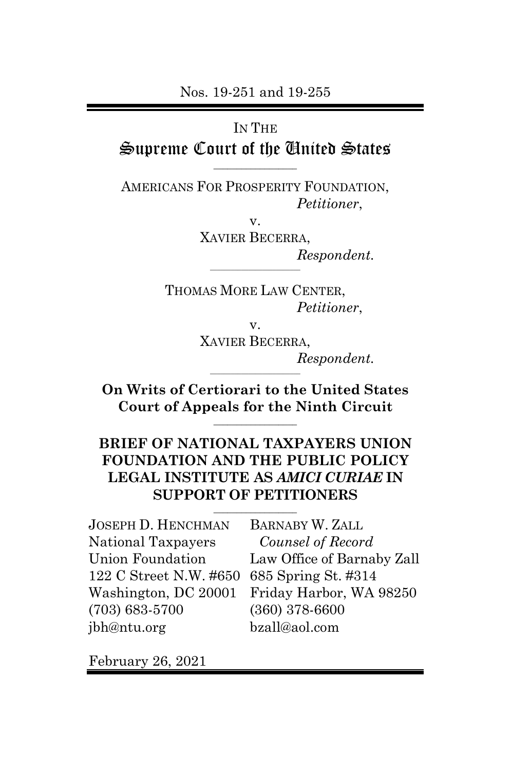Nos. 19-251 and 19-255

IN THE

# Supreme Court of the United States

---

AMERICANS FOR PROSPERITY FOUNDATION,
*Petitioner*,

v.

XAVIER BECERRA,
*Respondent.*

---

THOMAS MORE LAW CENTER,
*Petitioner*,

v.

XAVIER BECERRA,
*Respondent.*

---

**On Writs of Certiorari to the United States Court of Appeals for the Ninth Circuit**

---

**BRIEF OF NATIONAL TAXPAYERS UNION FOUNDATION AND THE PUBLIC POLICY LEGAL INSTITUTE AS *AMICI CURIAE* IN SUPPORT OF PETITIONERS**

---

JOSEPH D. HENCHMAN
National Taxpayers Union Foundation
122 C Street N.W. #650
Washington, DC 20001
(703) 683-5700
jbh@ntu.org

BARNABY W. ZALL
*Counsel of Record*
Law Office of Barnaby Zall
685 Spring St. #314
Friday Harbor, WA 98250
(360) 378-6600
bzall@aol.com

February 26, 2021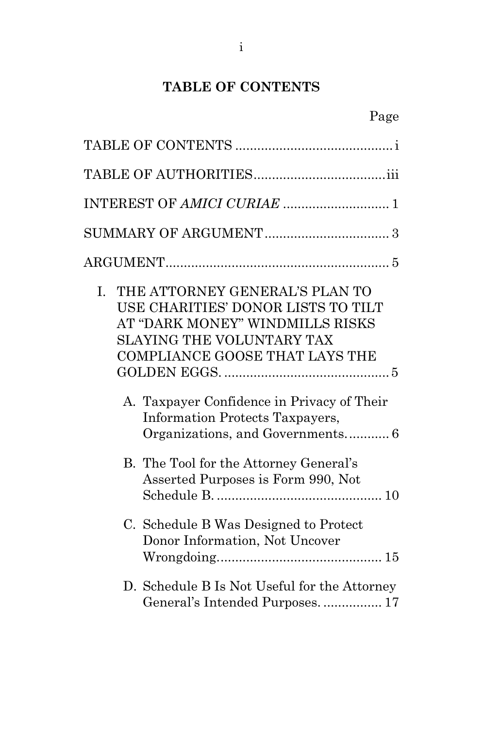# TABLE OF CONTENTS

| | Page |
|---|---|
| TABLE OF CONTENTS | i |
| TABLE OF AUTHORITIES | iii |
| INTEREST OF *AMICI CURIAE* | 1 |
| SUMMARY OF ARGUMENT | 3 |
| ARGUMENT | 5 |
| I. THE ATTORNEY GENERAL'S PLAN TO USE CHARITIES' DONOR LISTS TO TILT AT "DARK MONEY" WINDMILLS RISKS SLAYING THE VOLUNTARY TAX COMPLIANCE GOOSE THAT LAYS THE GOLDEN EGGS. | 5 |
| A. Taxpayer Confidence in Privacy of Their Information Protects Taxpayers, Organizations, and Governments. | 6 |
| B. The Tool for the Attorney General's Asserted Purposes is Form 990, Not Schedule B. | 10 |
| C. Schedule B Was Designed to Protect Donor Information, Not Uncover Wrongdoing. | 15 |
| D. Schedule B Is Not Useful for the Attorney General's Intended Purposes. | 17 |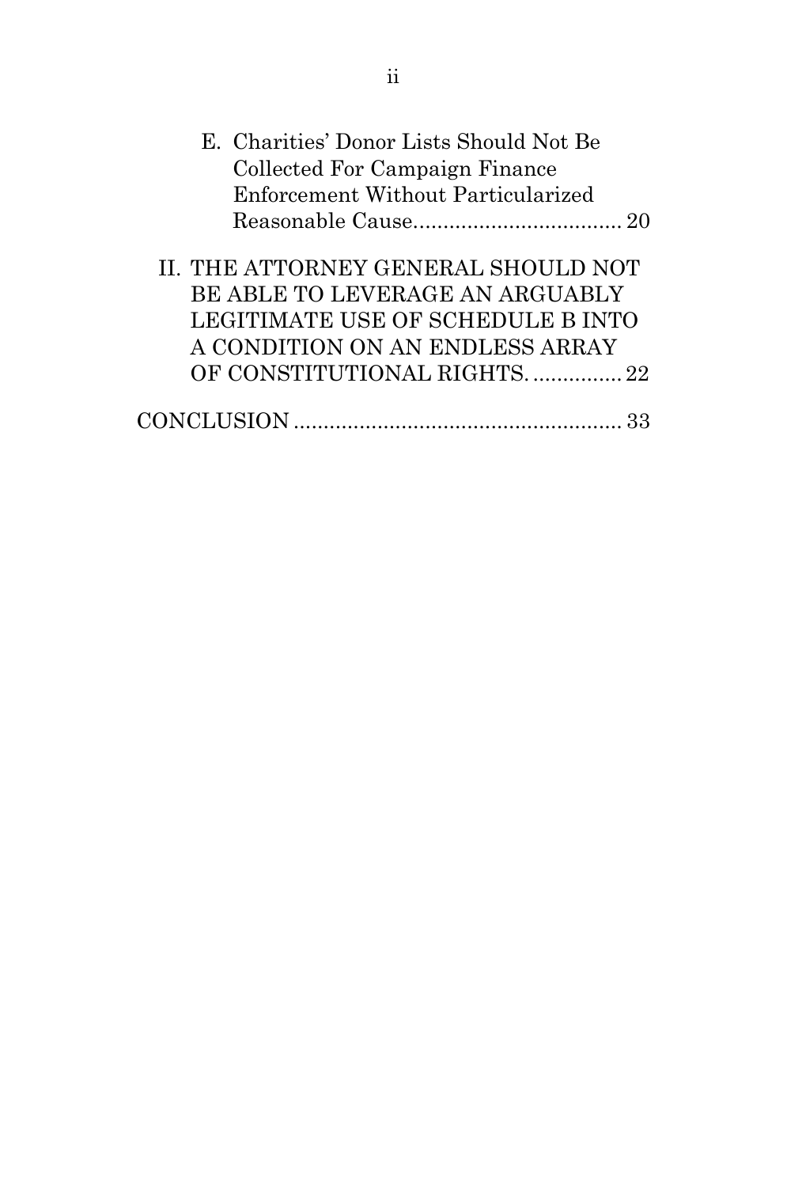E. Charities' Donor Lists Should Not Be Collected For Campaign Finance Enforcement Without Particularized Reasonable Cause.................................. 20

II. THE ATTORNEY GENERAL SHOULD NOT BE ABLE TO LEVERAGE AN ARGUABLY LEGITIMATE USE OF SCHEDULE B INTO A CONDITION ON AN ENDLESS ARRAY OF CONSTITUTIONAL RIGHTS. ............... 22

CONCLUSION ...................................................... 33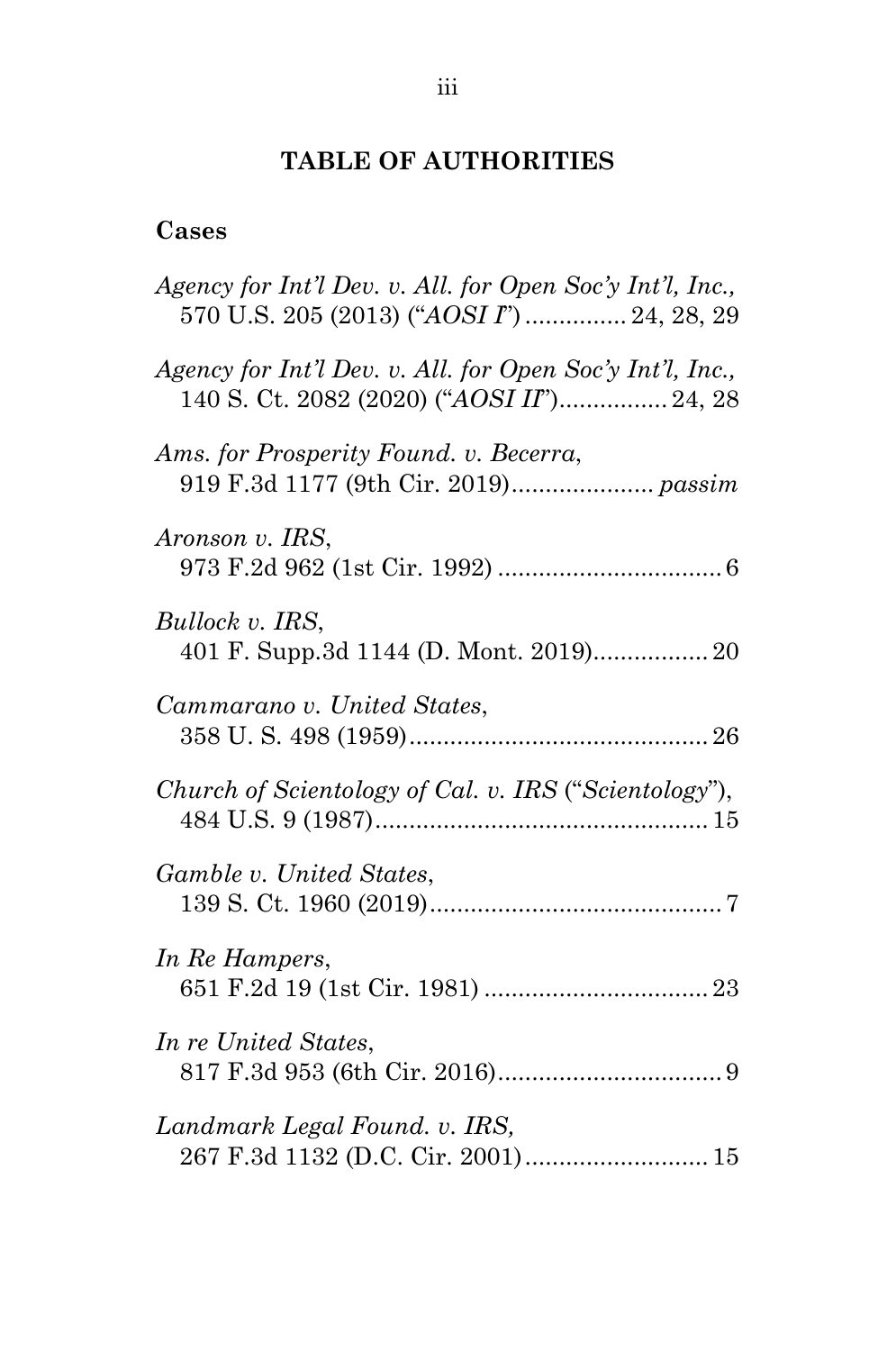## TABLE OF AUTHORITIES

### Cases

*Agency for Int'l Dev. v. All. for Open Soc'y Int'l, Inc.*, 570 U.S. 205 (2013) ("*AOSI I*") ............... 24, 28, 29

*Agency for Int'l Dev. v. All. for Open Soc'y Int'l, Inc.*, 140 S. Ct. 2082 (2020) ("*AOSI II*") ................ 24, 28

*Ams. for Prosperity Found. v. Becerra*, 919 F.3d 1177 (9th Cir. 2019) ..................... *passim*

*Aronson v. IRS*, 973 F.2d 962 (1st Cir. 1992) ................................. 6

*Bullock v. IRS*, 401 F. Supp.3d 1144 (D. Mont. 2019) ................. 20

*Cammarano v. United States*, 358 U. S. 498 (1959) ............................................ 26

*Church of Scientology of Cal. v. IRS* ("*Scientology*"), 484 U.S. 9 (1987) ................................................. 15

*Gamble v. United States*, 139 S. Ct. 1960 (2019) ........................................... 7

*In Re Hampers*, 651 F.2d 19 (1st Cir. 1981) ................................. 23

*In re United States*, 817 F.3d 953 (6th Cir. 2016) ................................. 9

*Landmark Legal Found. v. IRS,* 267 F.3d 1132 (D.C. Cir. 2001) ........................... 15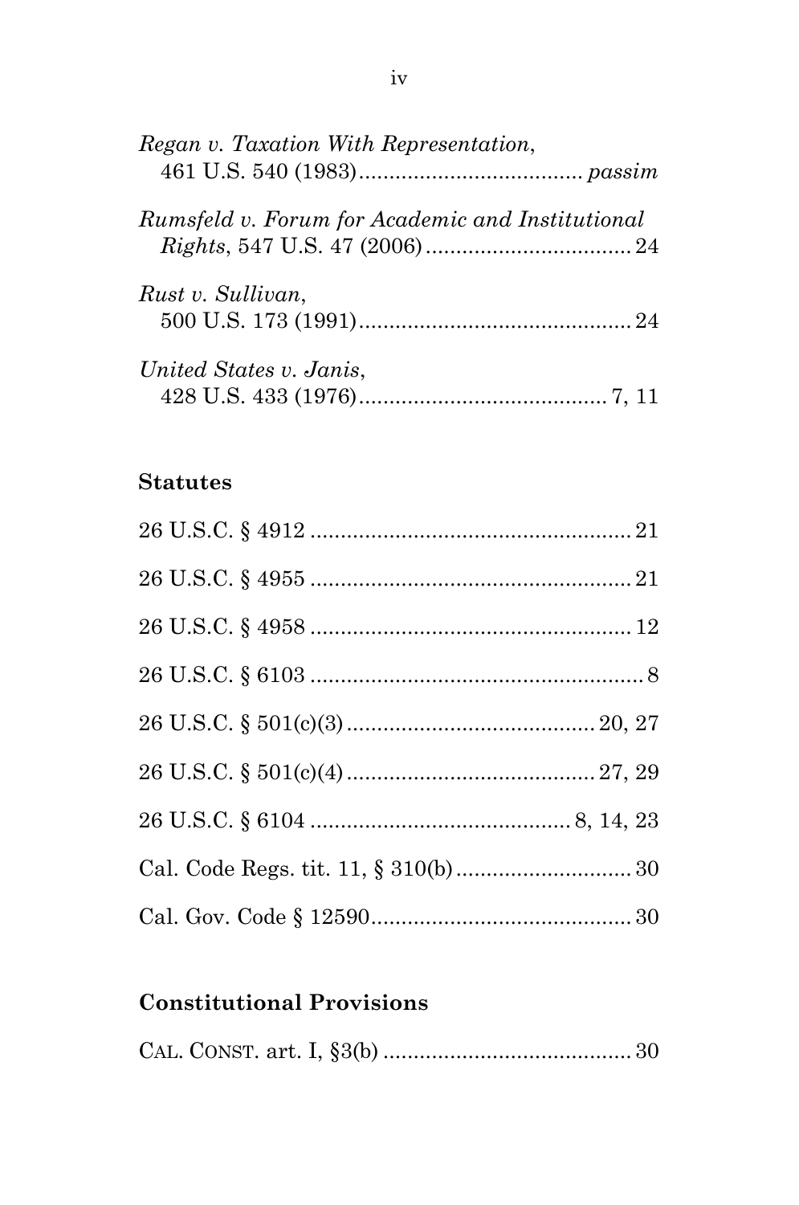*Regan v. Taxation With Representation*,
461 U.S. 540 (1983) .................................... *passim*

*Rumsfeld v. Forum for Academic and Institutional Rights*, 547 U.S. 47 (2006) .................................. 24

*Rust v. Sullivan*,
500 U.S. 173 (1991) ............................................ 24

*United States v. Janis*,
428 U.S. 433 (1976) ........................................ 7, 11

**Statutes**

26 U.S.C. § 4912 .................................................... 21

26 U.S.C. § 4955 .................................................... 21

26 U.S.C. § 4958 .................................................... 12

26 U.S.C. § 6103 ...................................................... 8

26 U.S.C. § 501(c)(3) ........................................ 20, 27

26 U.S.C. § 501(c)(4) ........................................ 27, 29

26 U.S.C. § 6104 .......................................... 8, 14, 23

Cal. Code Regs. tit. 11, § 310(b) ............................ 30

Cal. Gov. Code § 12590 .......................................... 30

**Constitutional Provisions**

CAL. CONST. art. I, §3(b) ........................................ 30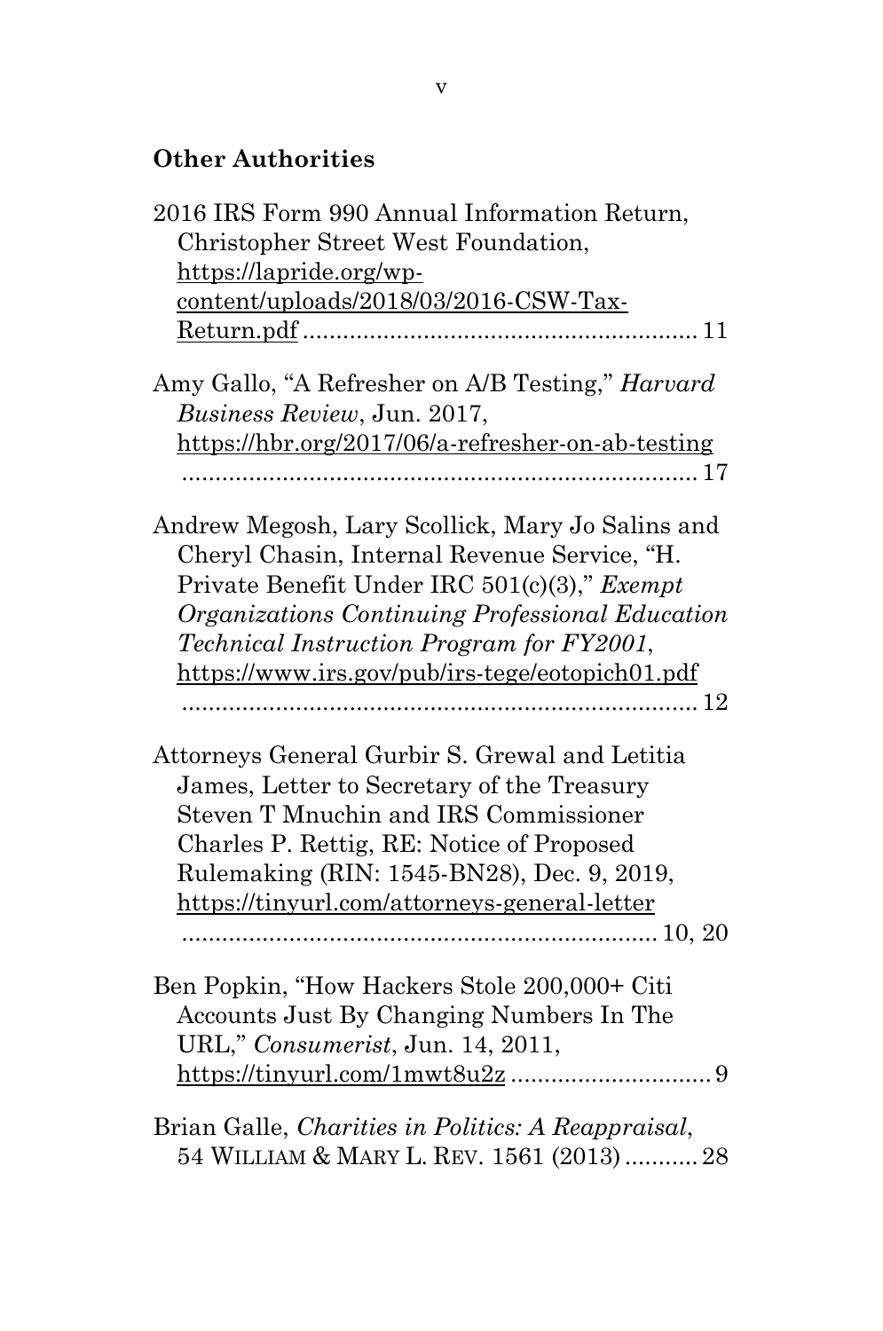## Other Authorities

2016 IRS Form 990 Annual Information Return, Christopher Street West Foundation, https://lapride.org/wp-content/uploads/2018/03/2016-CSW-Tax-Return.pdf ........................................................ 11

Amy Gallo, "A Refresher on A/B Testing," *Harvard Business Review*, Jun. 2017, https://hbr.org/2017/06/a-refresher-on-ab-testing ........................................................................ 17

Andrew Megosh, Lary Scollick, Mary Jo Salins and Cheryl Chasin, Internal Revenue Service, "H. Private Benefit Under IRC 501(c)(3)," *Exempt Organizations Continuing Professional Education Technical Instruction Program for FY2001*, https://www.irs.gov/pub/irs-tege/eotopich01.pdf ........................................................................ 12

Attorneys General Gurbir S. Grewal and Letitia James, Letter to Secretary of the Treasury Steven T Mnuchin and IRS Commissioner Charles P. Rettig, RE: Notice of Proposed Rulemaking (RIN: 1545-BN28), Dec. 9, 2019, https://tinyurl.com/attorneys-general-letter ................................................................. 10, 20

Ben Popkin, "How Hackers Stole 200,000+ Citi Accounts Just By Changing Numbers In The URL," *Consumerist*, Jun. 14, 2011, https://tinyurl.com/1mwt8u2z .............................. 9

Brian Galle, *Charities in Politics: A Reappraisal*, 54 WILLIAM & MARY L. REV. 1561 (2013) ........... 28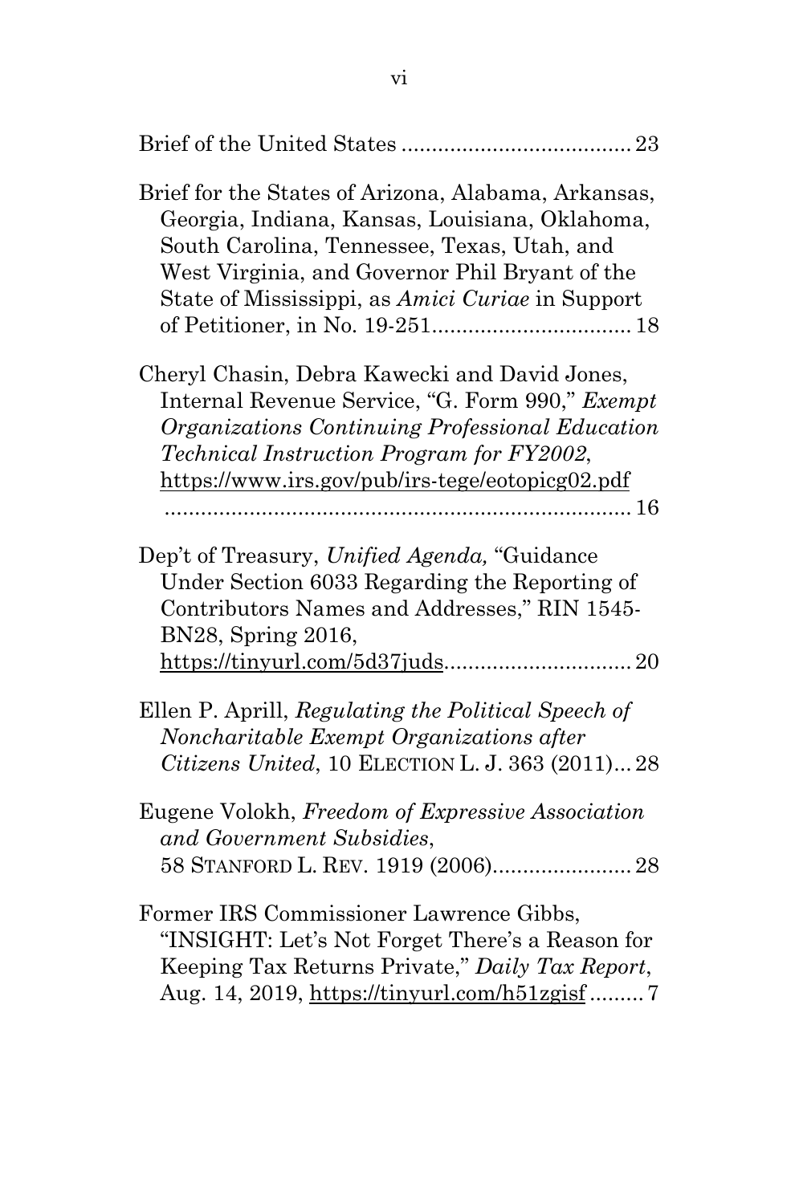Brief of the United States ...................................... 23

Brief for the States of Arizona, Alabama, Arkansas, Georgia, Indiana, Kansas, Louisiana, Oklahoma, South Carolina, Tennessee, Texas, Utah, and West Virginia, and Governor Phil Bryant of the State of Mississippi, as *Amici Curiae* in Support of Petitioner, in No. 19-251................................. 18

Cheryl Chasin, Debra Kawecki and David Jones, Internal Revenue Service, "G. Form 990," *Exempt Organizations Continuing Professional Education Technical Instruction Program for FY2002*, https://www.irs.gov/pub/irs-tege/eotopicg02.pdf ............................................................................ 16

Dep't of Treasury, *Unified Agenda,* "Guidance Under Section 6033 Regarding the Reporting of Contributors Names and Addresses," RIN 1545-BN28, Spring 2016, https://tinyurl.com/5d37juds............................... 20

Ellen P. Aprill, *Regulating the Political Speech of Noncharitable Exempt Organizations after Citizens United*, 10 ELECTION L. J. 363 (2011)... 28

Eugene Volokh, *Freedom of Expressive Association and Government Subsidies*, 58 STANFORD L. REV. 1919 (2006)....................... 28

Former IRS Commissioner Lawrence Gibbs, "INSIGHT: Let's Not Forget There's a Reason for Keeping Tax Returns Private," *Daily Tax Report*, Aug. 14, 2019, https://tinyurl.com/h51zgisf ......... 7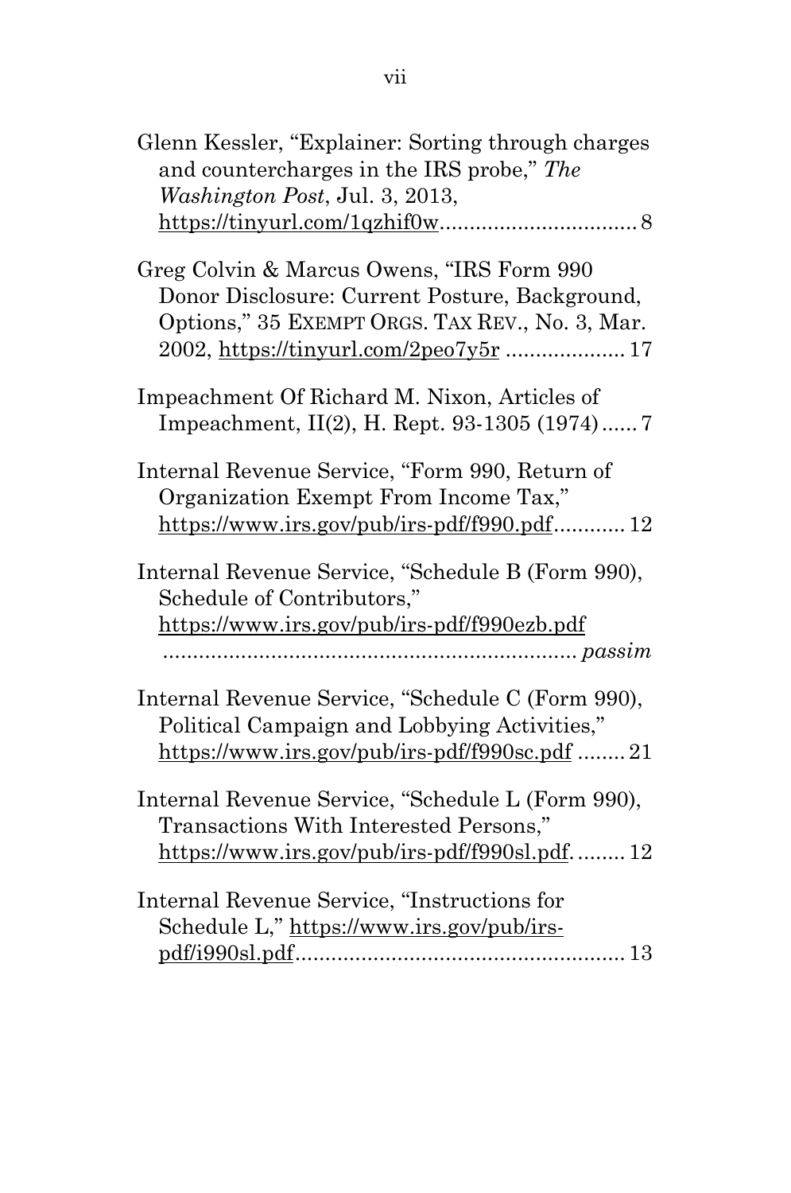Glenn Kessler, "Explainer: Sorting through charges and countercharges in the IRS probe," *The Washington Post*, Jul. 3, 2013, https://tinyurl.com/1qzhif0w................................ 8

Greg Colvin & Marcus Owens, "IRS Form 990 Donor Disclosure: Current Posture, Background, Options," 35 EXEMPT ORGS. TAX REV., No. 3, Mar. 2002, https://tinyurl.com/2peo7y5r .................... 17

Impeachment Of Richard M. Nixon, Articles of Impeachment, II(2), H. Rept. 93-1305 (1974)...... 7

Internal Revenue Service, "Form 990, Return of Organization Exempt From Income Tax," https://www.irs.gov/pub/irs-pdf/f990.pdf............ 12

Internal Revenue Service, "Schedule B (Form 990), Schedule of Contributors," https://www.irs.gov/pub/irs-pdf/f990ezb.pdf ..................................................................... *passim*

Internal Revenue Service, "Schedule C (Form 990), Political Campaign and Lobbying Activities," https://www.irs.gov/pub/irs-pdf/f990sc.pdf ........ 21

Internal Revenue Service, "Schedule L (Form 990), Transactions With Interested Persons," https://www.irs.gov/pub/irs-pdf/f990sl.pdf. ........ 12

Internal Revenue Service, "Instructions for Schedule L," https://www.irs.gov/pub/irs-pdf/i990sl.pdf....................................................... 13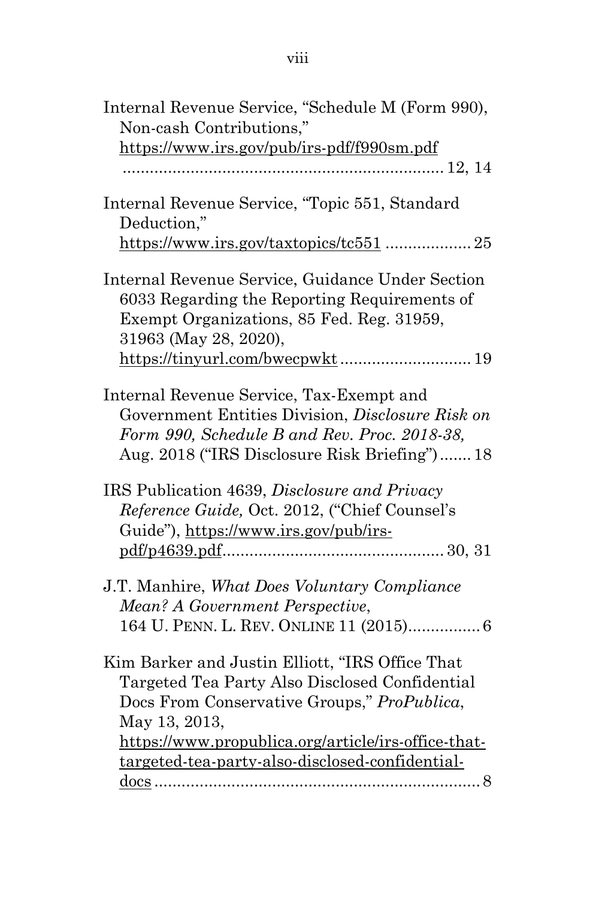Internal Revenue Service, "Schedule M (Form 990), Non-cash Contributions," https://www.irs.gov/pub/irs-pdf/f990sm.pdf ........................................................................ 12, 14

Internal Revenue Service, "Topic 551, Standard Deduction," https://www.irs.gov/taxtopics/tc551 .................. 25

Internal Revenue Service, Guidance Under Section 6033 Regarding the Reporting Requirements of Exempt Organizations, 85 Fed. Reg. 31959, 31963 (May 28, 2020), https://tinyurl.com/bwecpwkt ............................ 19

Internal Revenue Service, Tax-Exempt and Government Entities Division, *Disclosure Risk on Form 990, Schedule B and Rev. Proc. 2018-38,* Aug. 2018 ("IRS Disclosure Risk Briefing") ....... 18

IRS Publication 4639, *Disclosure and Privacy Reference Guide,* Oct. 2012, ("Chief Counsel's Guide"), https://www.irs.gov/pub/irs-pdf/p4639.pdf................................................ 30, 31

J.T. Manhire, *What Does Voluntary Compliance Mean? A Government Perspective*, 164 U. PENN. L. REV. ONLINE 11 (2015)................ 6

Kim Barker and Justin Elliott, "IRS Office That Targeted Tea Party Also Disclosed Confidential Docs From Conservative Groups," *ProPublica*, May 13, 2013, https://www.propublica.org/article/irs-office-that-targeted-tea-party-also-disclosed-confidential-docs ........................................................................ 8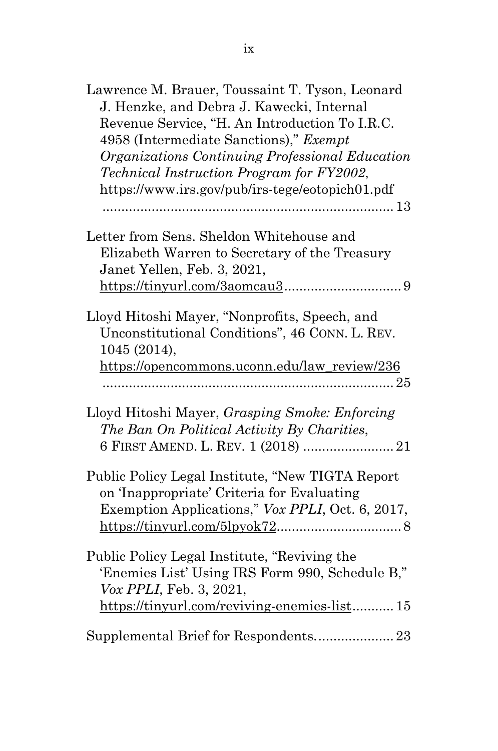Lawrence M. Brauer, Toussaint T. Tyson, Leonard J. Henzke, and Debra J. Kawecki, Internal Revenue Service, "H. An Introduction To I.R.C. 4958 (Intermediate Sanctions)," *Exempt Organizations Continuing Professional Education Technical Instruction Program for FY2002*, https://www.irs.gov/pub/irs-tege/eotopich01.pdf ............................................................................ 13

Letter from Sens. Sheldon Whitehouse and Elizabeth Warren to Secretary of the Treasury Janet Yellen, Feb. 3, 2021, https://tinyurl.com/3aomcau3............................... 9

Lloyd Hitoshi Mayer, "Nonprofits, Speech, and Unconstitutional Conditions", 46 CONN. L. REV. 1045 (2014), https://opencommons.uconn.edu/law_review/236 ............................................................................ 25

Lloyd Hitoshi Mayer, *Grasping Smoke: Enforcing The Ban On Political Activity By Charities*, 6 FIRST AMEND. L. REV. 1 (2018) ........................ 21

Public Policy Legal Institute, "New TIGTA Report on 'Inappropriate' Criteria for Evaluating Exemption Applications," *Vox PPLI*, Oct. 6, 2017, https://tinyurl.com/5lpyok72................................ 8

Public Policy Legal Institute, "Reviving the 'Enemies List' Using IRS Form 990, Schedule B," *Vox PPLI*, Feb. 3, 2021, https://tinyurl.com/reviving-enemies-list........... 15

Supplemental Brief for Respondents..................... 23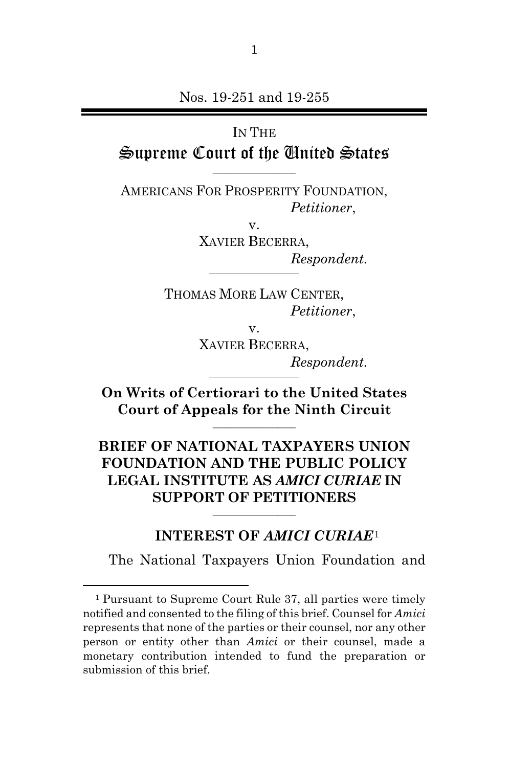Nos. 19-251 and 19-255

IN THE

# Supreme Court of the United States

AMERICANS FOR PROSPERITY FOUNDATION,
*Petitioner*,

v.

XAVIER BECERRA,
*Respondent.*

THOMAS MORE LAW CENTER,
*Petitioner*,

v.

XAVIER BECERRA,
*Respondent.*

**On Writs of Certiorari to the United States Court of Appeals for the Ninth Circuit**

**BRIEF OF NATIONAL TAXPAYERS UNION FOUNDATION AND THE PUBLIC POLICY LEGAL INSTITUTE AS *AMICI CURIAE* IN SUPPORT OF PETITIONERS**

## INTEREST OF *AMICI CURIAE*[1]

The National Taxpayers Union Foundation and

[1] Pursuant to Supreme Court Rule 37, all parties were timely notified and consented to the filing of this brief. Counsel for *Amici* represents that none of the parties or their counsel, nor any other person or entity other than *Amici* or their counsel, made a monetary contribution intended to fund the preparation or submission of this brief.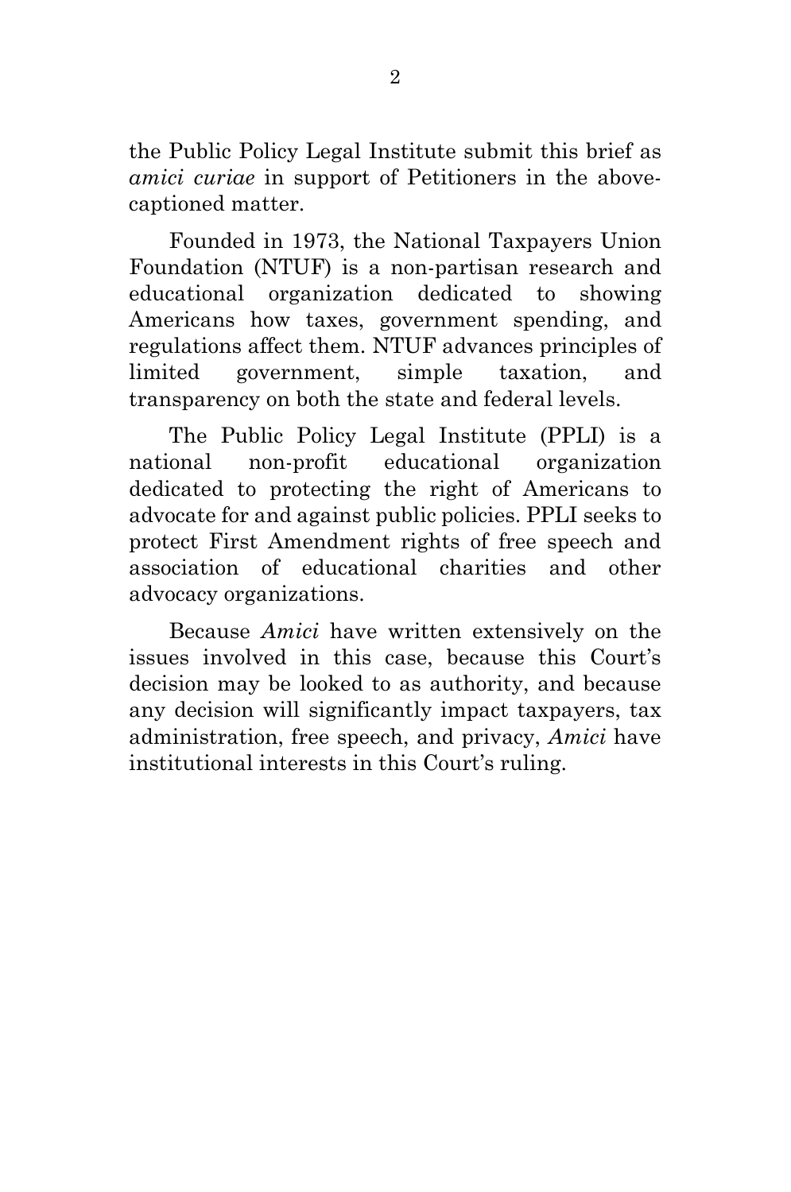the Public Policy Legal Institute submit this brief as *amici curiae* in support of Petitioners in the above-captioned matter.

Founded in 1973, the National Taxpayers Union Foundation (NTUF) is a non-partisan research and educational organization dedicated to showing Americans how taxes, government spending, and regulations affect them. NTUF advances principles of limited government, simple taxation, and transparency on both the state and federal levels.

The Public Policy Legal Institute (PPLI) is a national non-profit educational organization dedicated to protecting the right of Americans to advocate for and against public policies. PPLI seeks to protect First Amendment rights of free speech and association of educational charities and other advocacy organizations.

Because *Amici* have written extensively on the issues involved in this case, because this Court's decision may be looked to as authority, and because any decision will significantly impact taxpayers, tax administration, free speech, and privacy, *Amici* have institutional interests in this Court's ruling.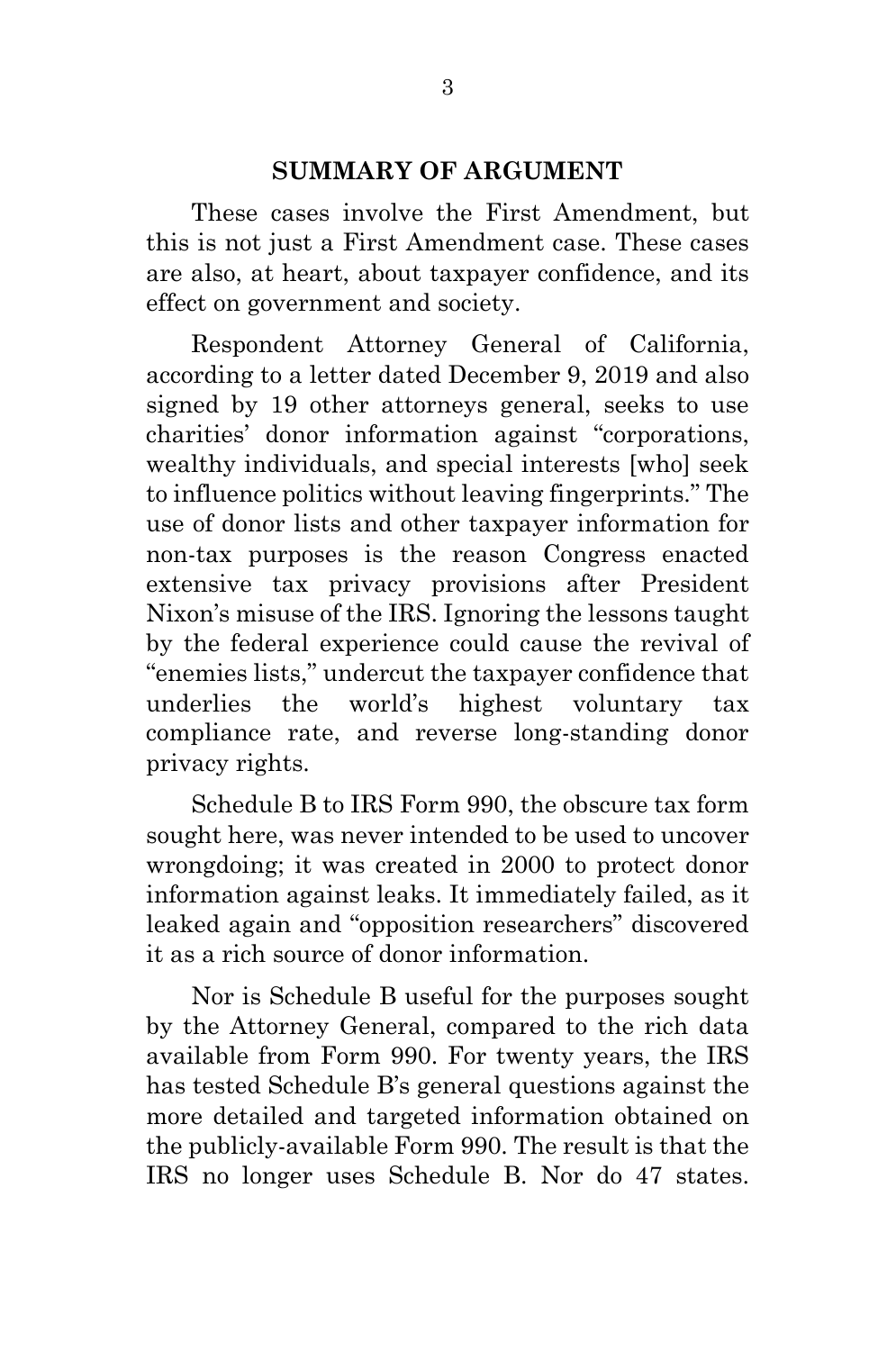## SUMMARY OF ARGUMENT

These cases involve the First Amendment, but this is not just a First Amendment case. These cases are also, at heart, about taxpayer confidence, and its effect on government and society.

Respondent Attorney General of California, according to a letter dated December 9, 2019 and also signed by 19 other attorneys general, seeks to use charities' donor information against "corporations, wealthy individuals, and special interests [who] seek to influence politics without leaving fingerprints." The use of donor lists and other taxpayer information for non-tax purposes is the reason Congress enacted extensive tax privacy provisions after President Nixon's misuse of the IRS. Ignoring the lessons taught by the federal experience could cause the revival of "enemies lists," undercut the taxpayer confidence that underlies the world's highest voluntary tax compliance rate, and reverse long-standing donor privacy rights.

Schedule B to IRS Form 990, the obscure tax form sought here, was never intended to be used to uncover wrongdoing; it was created in 2000 to protect donor information against leaks. It immediately failed, as it leaked again and "opposition researchers" discovered it as a rich source of donor information.

Nor is Schedule B useful for the purposes sought by the Attorney General, compared to the rich data available from Form 990. For twenty years, the IRS has tested Schedule B's general questions against the more detailed and targeted information obtained on the publicly-available Form 990. The result is that the IRS no longer uses Schedule B. Nor do 47 states.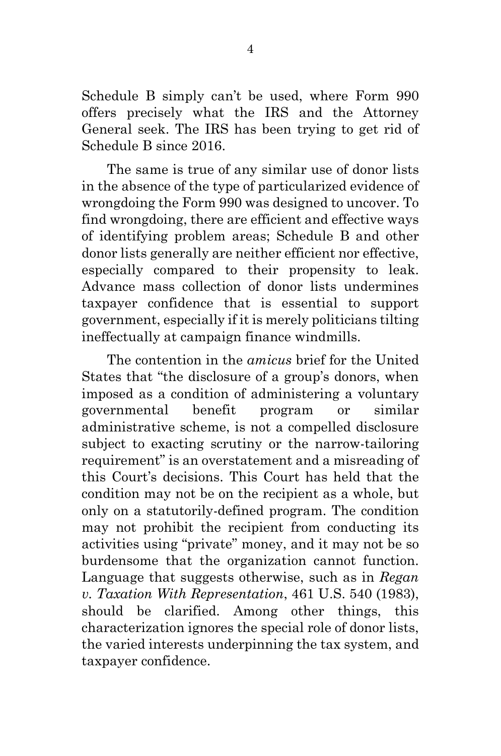Schedule B simply can't be used, where Form 990 offers precisely what the IRS and the Attorney General seek. The IRS has been trying to get rid of Schedule B since 2016.

The same is true of any similar use of donor lists in the absence of the type of particularized evidence of wrongdoing the Form 990 was designed to uncover. To find wrongdoing, there are efficient and effective ways of identifying problem areas; Schedule B and other donor lists generally are neither efficient nor effective, especially compared to their propensity to leak. Advance mass collection of donor lists undermines taxpayer confidence that is essential to support government, especially if it is merely politicians tilting ineffectually at campaign finance windmills.

The contention in the *amicus* brief for the United States that "the disclosure of a group's donors, when imposed as a condition of administering a voluntary governmental benefit program or similar administrative scheme, is not a compelled disclosure subject to exacting scrutiny or the narrow-tailoring requirement" is an overstatement and a misreading of this Court's decisions. This Court has held that the condition may not be on the recipient as a whole, but only on a statutorily-defined program. The condition may not prohibit the recipient from conducting its activities using "private" money, and it may not be so burdensome that the organization cannot function. Language that suggests otherwise, such as in *Regan v. Taxation With Representation*, 461 U.S. 540 (1983), should be clarified. Among other things, this characterization ignores the special role of donor lists, the varied interests underpinning the tax system, and taxpayer confidence.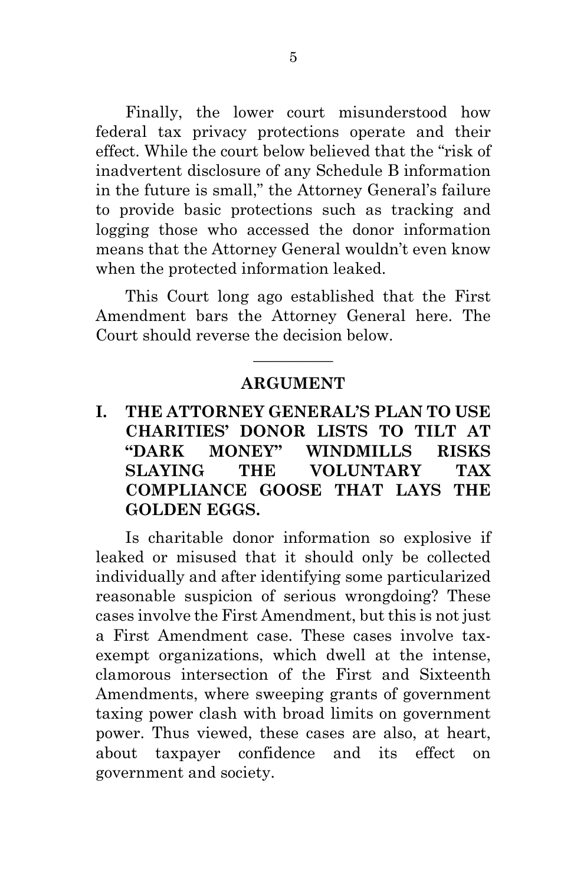Finally, the lower court misunderstood how federal tax privacy protections operate and their effect. While the court below believed that the "risk of inadvertent disclosure of any Schedule B information in the future is small," the Attorney General's failure to provide basic protections such as tracking and logging those who accessed the donor information means that the Attorney General wouldn't even know when the protected information leaked.

This Court long ago established that the First Amendment bars the Attorney General here. The Court should reverse the decision below.

---

## ARGUMENT

### I. THE ATTORNEY GENERAL'S PLAN TO USE CHARITIES' DONOR LISTS TO TILT AT "DARK MONEY" WINDMILLS RISKS SLAYING THE VOLUNTARY TAX COMPLIANCE GOOSE THAT LAYS THE GOLDEN EGGS.

Is charitable donor information so explosive if leaked or misused that it should only be collected individually and after identifying some particularized reasonable suspicion of serious wrongdoing? These cases involve the First Amendment, but this is not just a First Amendment case. These cases involve tax-exempt organizations, which dwell at the intense, clamorous intersection of the First and Sixteenth Amendments, where sweeping grants of government taxing power clash with broad limits on government power. Thus viewed, these cases are also, at heart, about taxpayer confidence and its effect on government and society.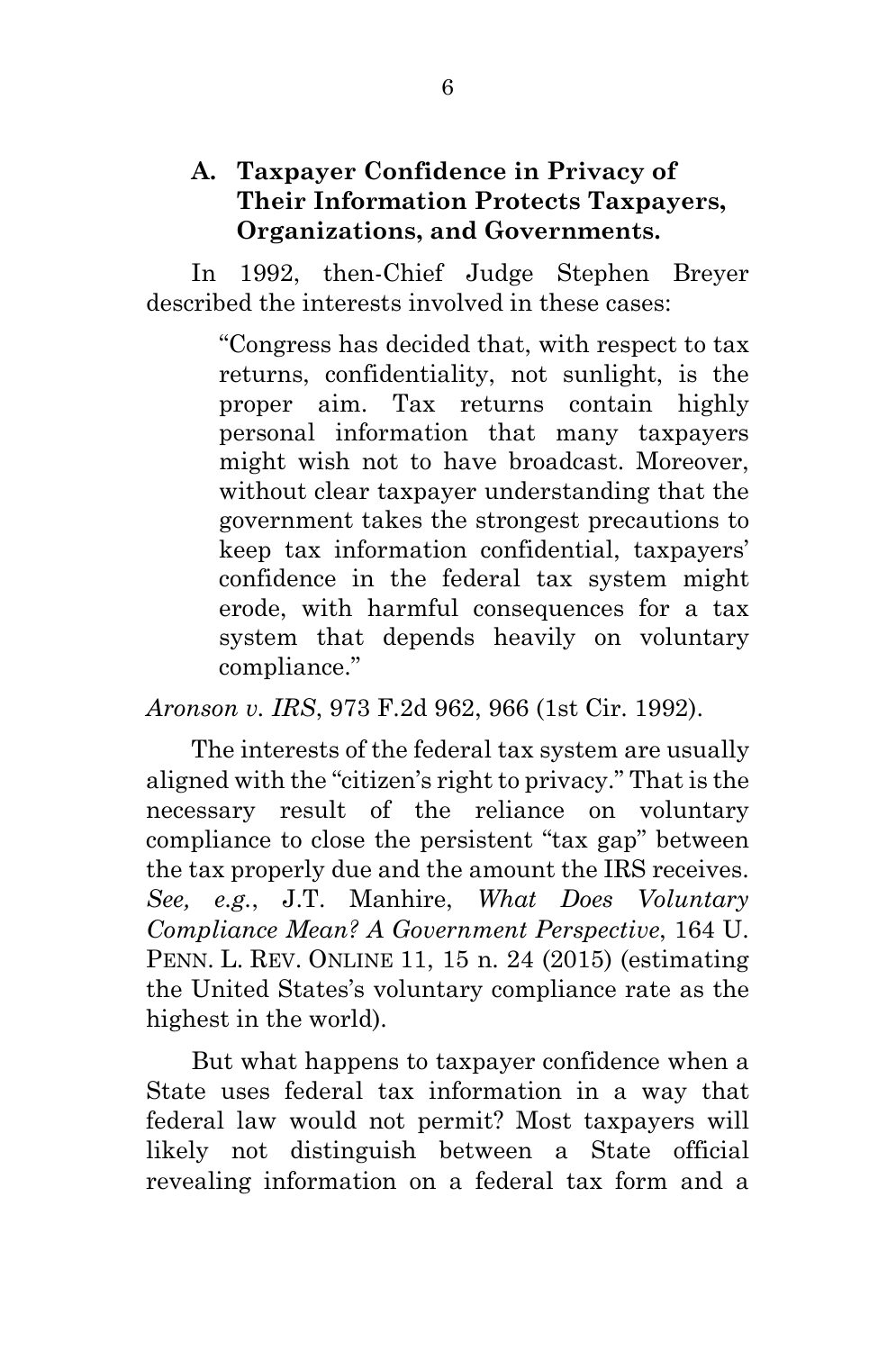### A. Taxpayer Confidence in Privacy of Their Information Protects Taxpayers, Organizations, and Governments.

In 1992, then-Chief Judge Stephen Breyer described the interests involved in these cases:

> "Congress has decided that, with respect to tax returns, confidentiality, not sunlight, is the proper aim. Tax returns contain highly personal information that many taxpayers might wish not to have broadcast. Moreover, without clear taxpayer understanding that the government takes the strongest precautions to keep tax information confidential, taxpayers' confidence in the federal tax system might erode, with harmful consequences for a tax system that depends heavily on voluntary compliance."

*Aronson v. IRS*, 973 F.2d 962, 966 (1st Cir. 1992).

The interests of the federal tax system are usually aligned with the "citizen's right to privacy." That is the necessary result of the reliance on voluntary compliance to close the persistent "tax gap" between the tax properly due and the amount the IRS receives. *See, e.g.*, J.T. Manhire, *What Does Voluntary Compliance Mean? A Government Perspective*, 164 U. PENN. L. REV. ONLINE 11, 15 n. 24 (2015) (estimating the United States's voluntary compliance rate as the highest in the world).

But what happens to taxpayer confidence when a State uses federal tax information in a way that federal law would not permit? Most taxpayers will likely not distinguish between a State official revealing information on a federal tax form and a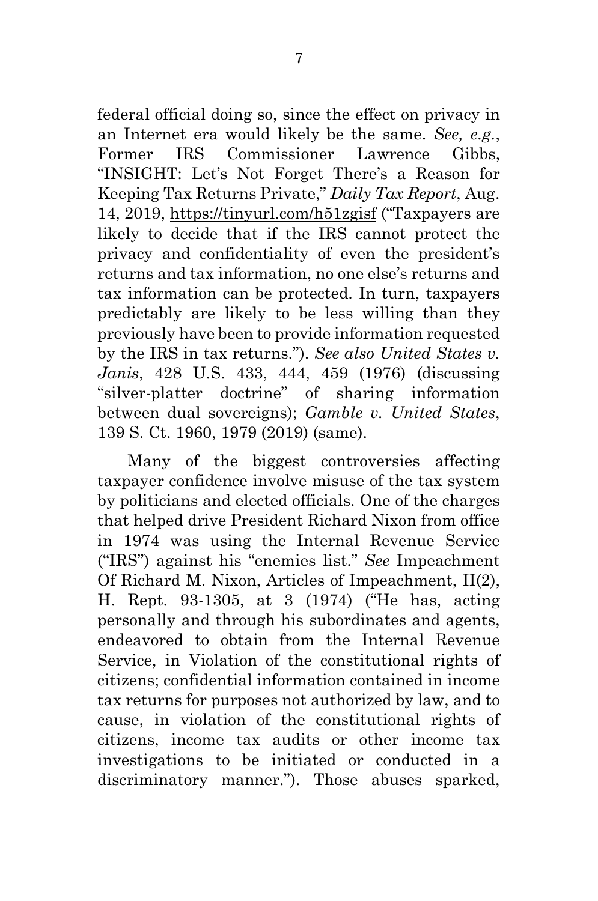federal official doing so, since the effect on privacy in an Internet era would likely be the same. *See, e.g.*, Former IRS Commissioner Lawrence Gibbs, "INSIGHT: Let's Not Forget There's a Reason for Keeping Tax Returns Private," *Daily Tax Report*, Aug. 14, 2019, https://tinyurl.com/h51zgisf ("Taxpayers are likely to decide that if the IRS cannot protect the privacy and confidentiality of even the president's returns and tax information, no one else's returns and tax information can be protected. In turn, taxpayers predictably are likely to be less willing than they previously have been to provide information requested by the IRS in tax returns."). *See also United States v. Janis*, 428 U.S. 433, 444, 459 (1976) (discussing "silver-platter doctrine" of sharing information between dual sovereigns); *Gamble v. United States*, 139 S. Ct. 1960, 1979 (2019) (same).

Many of the biggest controversies affecting taxpayer confidence involve misuse of the tax system by politicians and elected officials. One of the charges that helped drive President Richard Nixon from office in 1974 was using the Internal Revenue Service ("IRS") against his "enemies list." *See* Impeachment Of Richard M. Nixon, Articles of Impeachment, II(2), H. Rept. 93-1305, at 3 (1974) ("He has, acting personally and through his subordinates and agents, endeavored to obtain from the Internal Revenue Service, in Violation of the constitutional rights of citizens; confidential information contained in income tax returns for purposes not authorized by law, and to cause, in violation of the constitutional rights of citizens, income tax audits or other income tax investigations to be initiated or conducted in a discriminatory manner."). Those abuses sparked,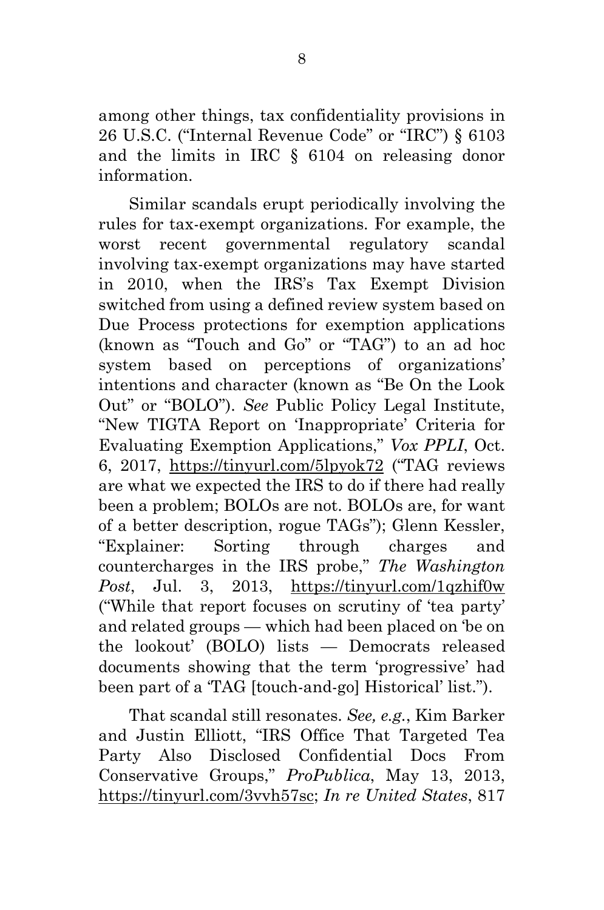among other things, tax confidentiality provisions in 26 U.S.C. ("Internal Revenue Code" or "IRC") § 6103 and the limits in IRC § 6104 on releasing donor information.

Similar scandals erupt periodically involving the rules for tax-exempt organizations. For example, the worst recent governmental regulatory scandal involving tax-exempt organizations may have started in 2010, when the IRS's Tax Exempt Division switched from using a defined review system based on Due Process protections for exemption applications (known as "Touch and Go" or "TAG") to an ad hoc system based on perceptions of organizations' intentions and character (known as "Be On the Look Out" or "BOLO"). *See* Public Policy Legal Institute, "New TIGTA Report on 'Inappropriate' Criteria for Evaluating Exemption Applications," *Vox PPLI*, Oct. 6, 2017, https://tinyurl.com/5lpyok72 ("TAG reviews are what we expected the IRS to do if there had really been a problem; BOLOs are not. BOLOs are, for want of a better description, rogue TAGs"); Glenn Kessler, "Explainer: Sorting through charges and countercharges in the IRS probe," *The Washington Post*, Jul. 3, 2013, https://tinyurl.com/1qzhif0w ("While that report focuses on scrutiny of 'tea party' and related groups — which had been placed on 'be on the lookout' (BOLO) lists — Democrats released documents showing that the term 'progressive' had been part of a 'TAG [touch-and-go] Historical' list.").

That scandal still resonates. *See, e.g.*, Kim Barker and Justin Elliott, "IRS Office That Targeted Tea Party Also Disclosed Confidential Docs From Conservative Groups," *ProPublica*, May 13, 2013, https://tinyurl.com/3vvh57sc; *In re United States*, 817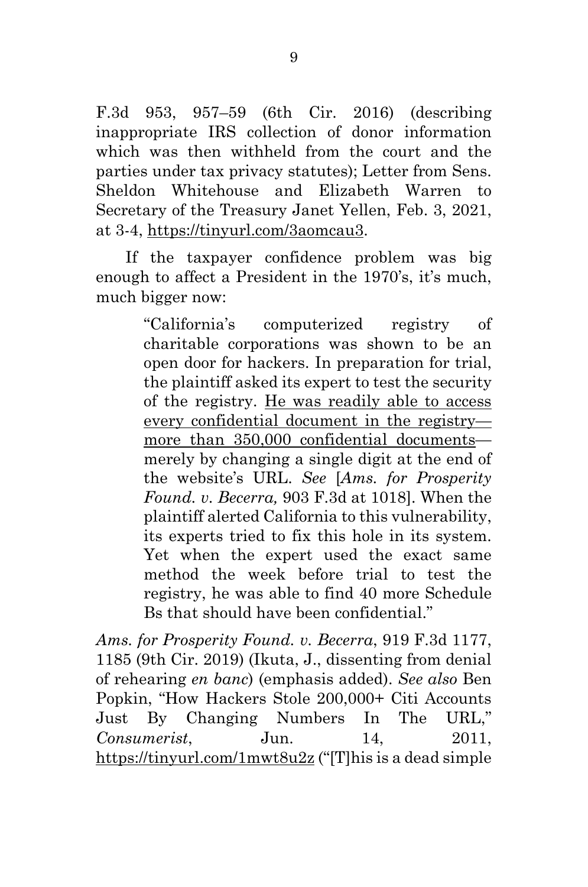F.3d 953, 957–59 (6th Cir. 2016) (describing inappropriate IRS collection of donor information which was then withheld from the court and the parties under tax privacy statutes); Letter from Sens. Sheldon Whitehouse and Elizabeth Warren to Secretary of the Treasury Janet Yellen, Feb. 3, 2021, at 3-4, https://tinyurl.com/3aomcau3.

If the taxpayer confidence problem was big enough to affect a President in the 1970's, it's much, much bigger now:

> "California's computerized registry of charitable corporations was shown to be an open door for hackers. In preparation for trial, the plaintiff asked its expert to test the security of the registry. <u>He was readily able to access every confidential document in the registry—more than 350,000 confidential documents</u>—merely by changing a single digit at the end of the website's URL. *See* [*Ams. for Prosperity Found. v. Becerra,* 903 F.3d at 1018]. When the plaintiff alerted California to this vulnerability, its experts tried to fix this hole in its system. Yet when the expert used the exact same method the week before trial to test the registry, he was able to find 40 more Schedule Bs that should have been confidential."

*Ams. for Prosperity Found. v. Becerra*, 919 F.3d 1177, 1185 (9th Cir. 2019) (Ikuta, J., dissenting from denial of rehearing *en banc*) (emphasis added). *See also* Ben Popkin, "How Hackers Stole 200,000+ Citi Accounts Just By Changing Numbers In The URL," *Consumerist*, Jun. 14, 2011, https://tinyurl.com/1mwt8u2z ("[T]his is a dead simple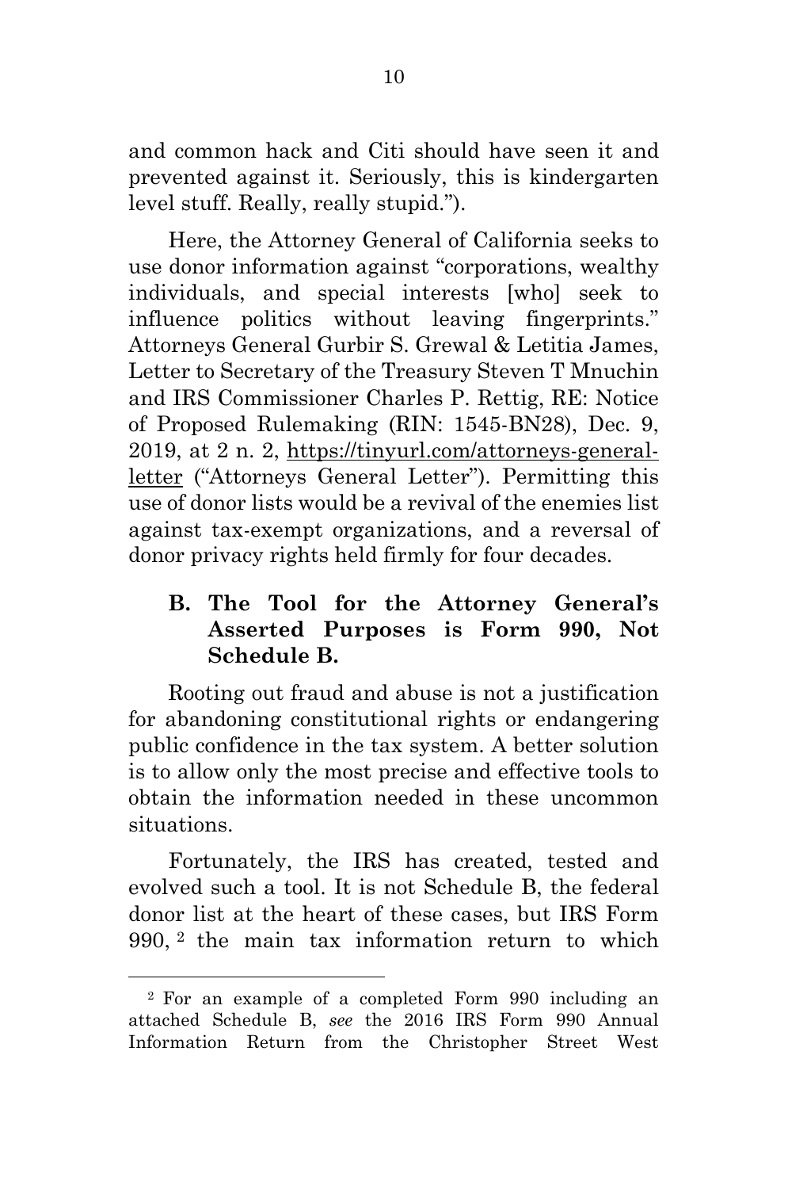and common hack and Citi should have seen it and prevented against it. Seriously, this is kindergarten level stuff. Really, really stupid.").

Here, the Attorney General of California seeks to use donor information against "corporations, wealthy individuals, and special interests [who] seek to influence politics without leaving fingerprints." Attorneys General Gurbir S. Grewal & Letitia James, Letter to Secretary of the Treasury Steven T Mnuchin and IRS Commissioner Charles P. Rettig, RE: Notice of Proposed Rulemaking (RIN: 1545-BN28), Dec. 9, 2019, at 2 n. 2, https://tinyurl.com/attorneys-general-letter ("Attorneys General Letter"). Permitting this use of donor lists would be a revival of the enemies list against tax-exempt organizations, and a reversal of donor privacy rights held firmly for four decades.

### B. The Tool for the Attorney General's Asserted Purposes is Form 990, Not Schedule B.

Rooting out fraud and abuse is not a justification for abandoning constitutional rights or endangering public confidence in the tax system. A better solution is to allow only the most precise and effective tools to obtain the information needed in these uncommon situations.

Fortunately, the IRS has created, tested and evolved such a tool. It is not Schedule B, the federal donor list at the heart of these cases, but IRS Form 990, [2] the main tax information return to which

---

[2] For an example of a completed Form 990 including an attached Schedule B, *see* the 2016 IRS Form 990 Annual Information Return from the Christopher Street West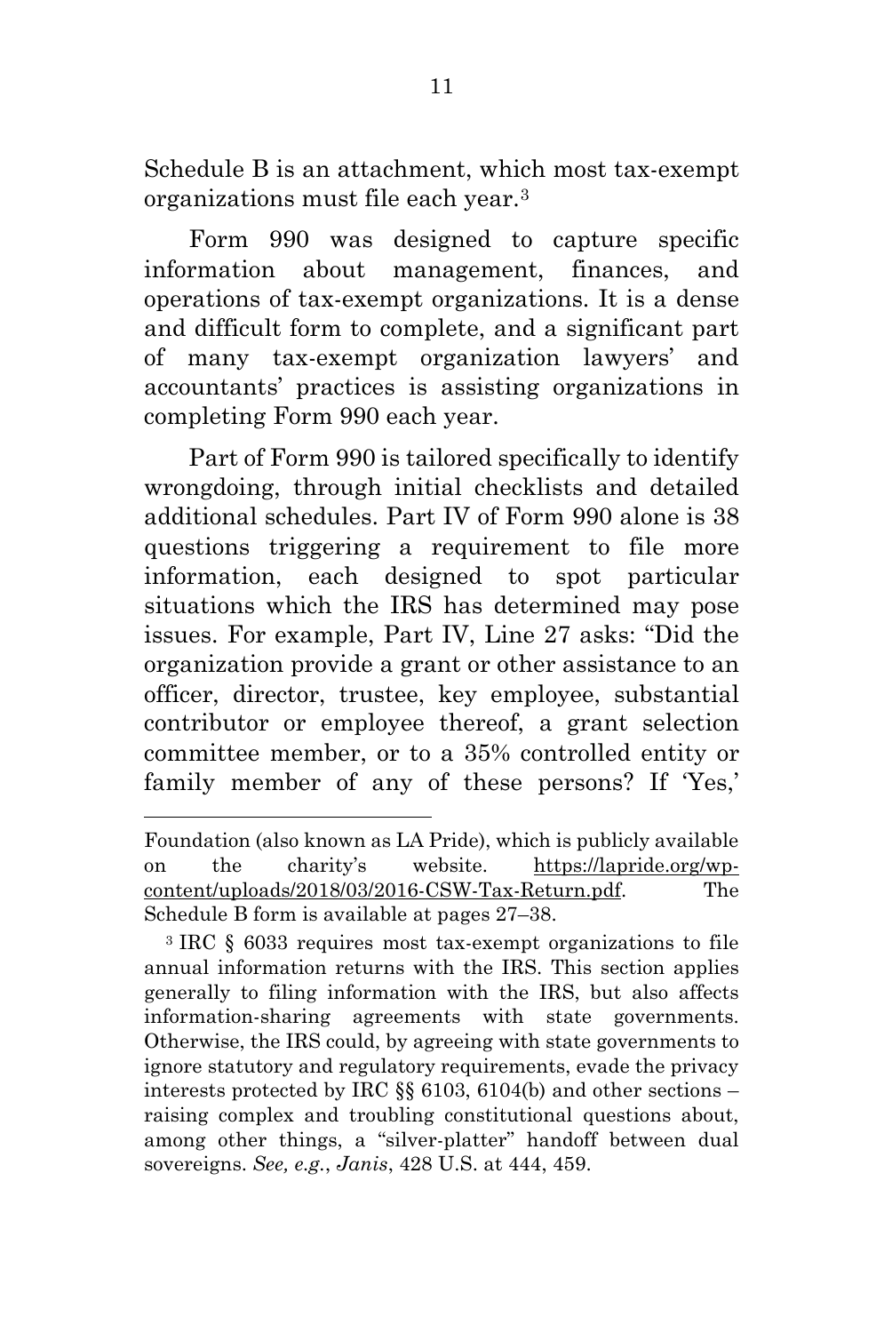Schedule B is an attachment, which most tax-exempt organizations must file each year.[3]

Form 990 was designed to capture specific information about management, finances, and operations of tax-exempt organizations. It is a dense and difficult form to complete, and a significant part of many tax-exempt organization lawyers' and accountants' practices is assisting organizations in completing Form 990 each year.

Part of Form 990 is tailored specifically to identify wrongdoing, through initial checklists and detailed additional schedules. Part IV of Form 990 alone is 38 questions triggering a requirement to file more information, each designed to spot particular situations which the IRS has determined may pose issues. For example, Part IV, Line 27 asks: "Did the organization provide a grant or other assistance to an officer, director, trustee, key employee, substantial contributor or employee thereof, a grant selection committee member, or to a 35% controlled entity or family member of any of these persons? If 'Yes,'

---

Foundation (also known as LA Pride), which is publicly available on the charity's website. https://lapride.org/wp-content/uploads/2018/03/2016-CSW-Tax-Return.pdf. The Schedule B form is available at pages 27–38.

[3] IRC § 6033 requires most tax-exempt organizations to file annual information returns with the IRS. This section applies generally to filing information with the IRS, but also affects information-sharing agreements with state governments. Otherwise, the IRS could, by agreeing with state governments to ignore statutory and regulatory requirements, evade the privacy interests protected by IRC §§ 6103, 6104(b) and other sections – raising complex and troubling constitutional questions about, among other things, a "silver-platter" handoff between dual sovereigns. *See, e.g.*, *Janis*, 428 U.S. at 444, 459.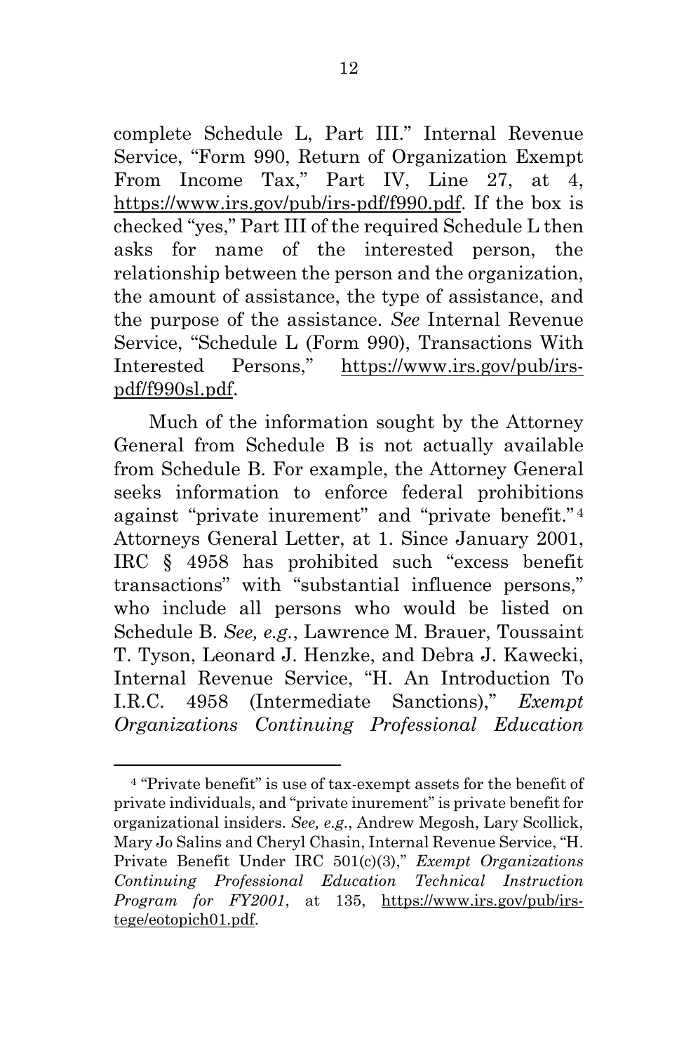complete Schedule L, Part III." Internal Revenue Service, "Form 990, Return of Organization Exempt From Income Tax," Part IV, Line 27, at 4, https://www.irs.gov/pub/irs-pdf/f990.pdf. If the box is checked "yes," Part III of the required Schedule L then asks for name of the interested person, the relationship between the person and the organization, the amount of assistance, the type of assistance, and the purpose of the assistance. *See* Internal Revenue Service, "Schedule L (Form 990), Transactions With Interested Persons," https://www.irs.gov/pub/irs-pdf/f990sl.pdf.

Much of the information sought by the Attorney General from Schedule B is not actually available from Schedule B. For example, the Attorney General seeks information to enforce federal prohibitions against "private inurement" and "private benefit."[4] Attorneys General Letter, at 1. Since January 2001, IRC § 4958 has prohibited such "excess benefit transactions" with "substantial influence persons," who include all persons who would be listed on Schedule B. *See, e.g.*, Lawrence M. Brauer, Toussaint T. Tyson, Leonard J. Henzke, and Debra J. Kawecki, Internal Revenue Service, "H. An Introduction To I.R.C. 4958 (Intermediate Sanctions)," *Exempt Organizations Continuing Professional Education*

---

[4] "Private benefit" is use of tax-exempt assets for the benefit of private individuals, and "private inurement" is private benefit for organizational insiders. *See, e.g.*, Andrew Megosh, Lary Scollick, Mary Jo Salins and Cheryl Chasin, Internal Revenue Service, "H. Private Benefit Under IRC 501(c)(3)," *Exempt Organizations Continuing Professional Education Technical Instruction Program for FY2001*, at 135, https://www.irs.gov/pub/irs-tege/eotopich01.pdf.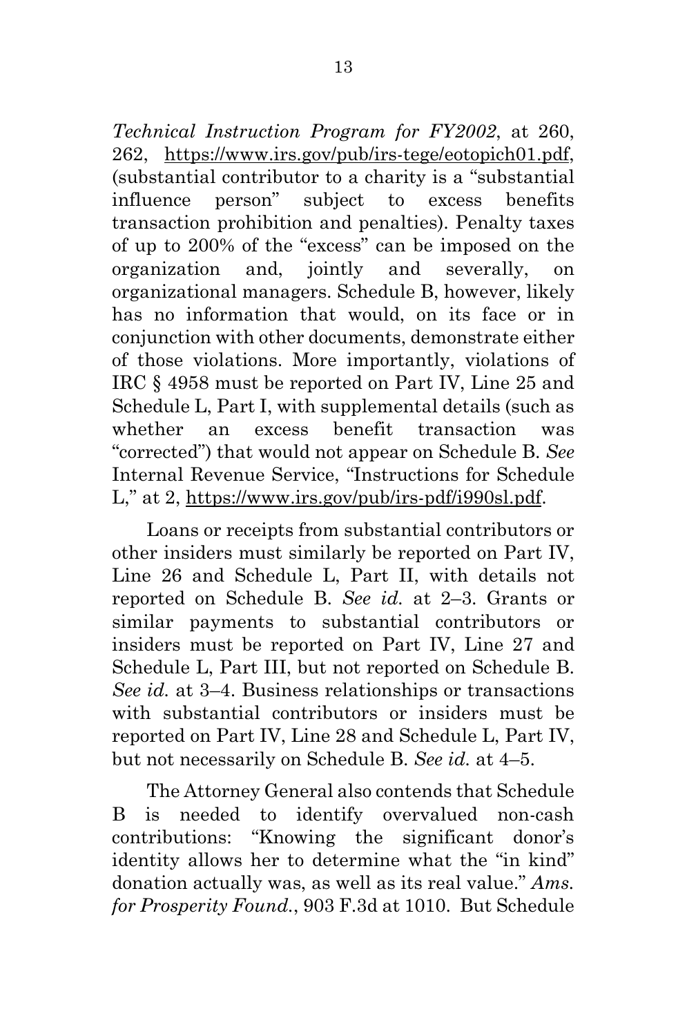*Technical Instruction Program for FY2002*, at 260, 262, https://www.irs.gov/pub/irs-tege/eotopich01.pdf, (substantial contributor to a charity is a "substantial influence person" subject to excess benefits transaction prohibition and penalties). Penalty taxes of up to 200% of the "excess" can be imposed on the organization and, jointly and severally, on organizational managers. Schedule B, however, likely has no information that would, on its face or in conjunction with other documents, demonstrate either of those violations. More importantly, violations of IRC § 4958 must be reported on Part IV, Line 25 and Schedule L, Part I, with supplemental details (such as whether an excess benefit transaction was "corrected") that would not appear on Schedule B. *See* Internal Revenue Service, "Instructions for Schedule L," at 2, https://www.irs.gov/pub/irs-pdf/i990sl.pdf.

Loans or receipts from substantial contributors or other insiders must similarly be reported on Part IV, Line 26 and Schedule L, Part II, with details not reported on Schedule B. *See id.* at 2–3. Grants or similar payments to substantial contributors or insiders must be reported on Part IV, Line 27 and Schedule L, Part III, but not reported on Schedule B. *See id.* at 3–4. Business relationships or transactions with substantial contributors or insiders must be reported on Part IV, Line 28 and Schedule L, Part IV, but not necessarily on Schedule B. *See id.* at 4–5.

The Attorney General also contends that Schedule B is needed to identify overvalued non-cash contributions: "Knowing the significant donor's identity allows her to determine what the "in kind" donation actually was, as well as its real value." *Ams. for Prosperity Found.*, 903 F.3d at 1010. But Schedule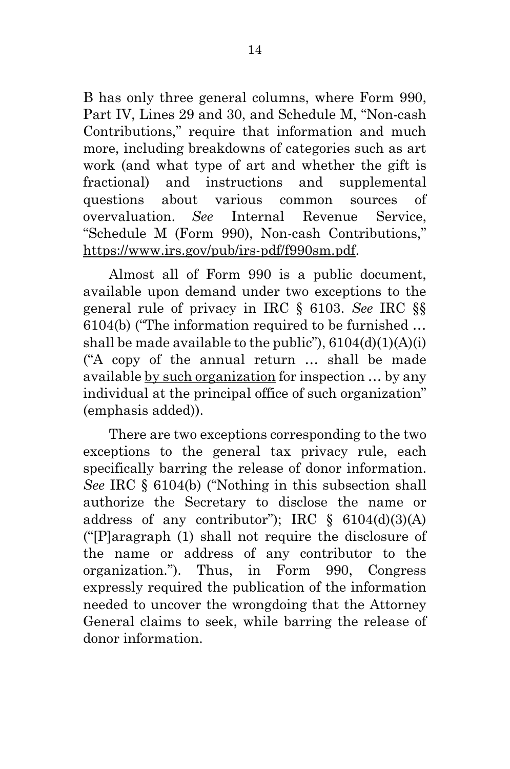B has only three general columns, where Form 990, Part IV, Lines 29 and 30, and Schedule M, "Non-cash Contributions," require that information and much more, including breakdowns of categories such as art work (and what type of art and whether the gift is fractional) and instructions and supplemental questions about various common sources of overvaluation. *See* Internal Revenue Service, "Schedule M (Form 990), Non-cash Contributions," https://www.irs.gov/pub/irs-pdf/f990sm.pdf.

Almost all of Form 990 is a public document, available upon demand under two exceptions to the general rule of privacy in IRC § 6103. *See* IRC §§ 6104(b) ("The information required to be furnished … shall be made available to the public"), 6104(d)(1)(A)(i) ("A copy of the annual return … shall be made available <u>by such organization</u> for inspection … by any individual at the principal office of such organization" (emphasis added)).

There are two exceptions corresponding to the two exceptions to the general tax privacy rule, each specifically barring the release of donor information. *See* IRC § 6104(b) ("Nothing in this subsection shall authorize the Secretary to disclose the name or address of any contributor"); IRC § 6104(d)(3)(A) ("[P]aragraph (1) shall not require the disclosure of the name or address of any contributor to the organization."). Thus, in Form 990, Congress expressly required the publication of the information needed to uncover the wrongdoing that the Attorney General claims to seek, while barring the release of donor information.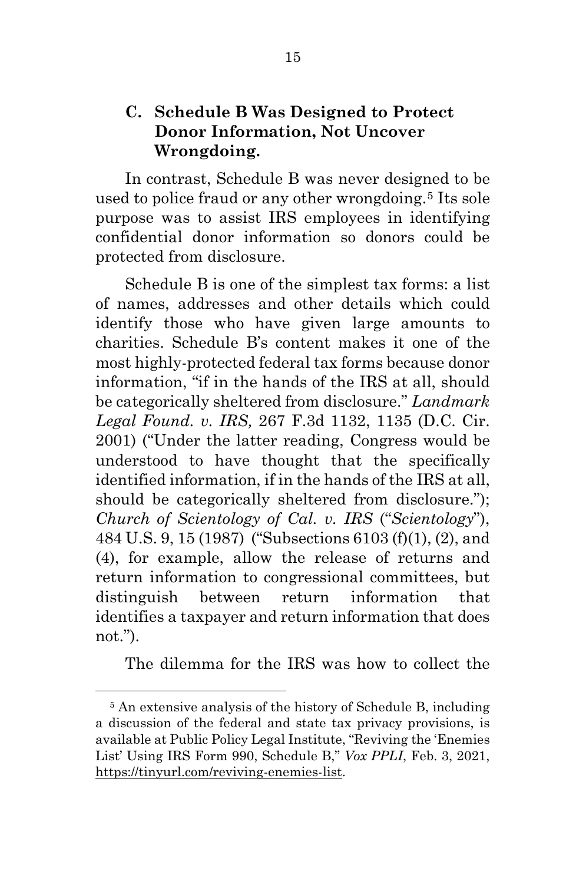### C. Schedule B Was Designed to Protect Donor Information, Not Uncover Wrongdoing.

In contrast, Schedule B was never designed to be used to police fraud or any other wrongdoing.[5] Its sole purpose was to assist IRS employees in identifying confidential donor information so donors could be protected from disclosure.

Schedule B is one of the simplest tax forms: a list of names, addresses and other details which could identify those who have given large amounts to charities. Schedule B's content makes it one of the most highly-protected federal tax forms because donor information, "if in the hands of the IRS at all, should be categorically sheltered from disclosure." *Landmark Legal Found. v. IRS,* 267 F.3d 1132, 1135 (D.C. Cir. 2001) ("Under the latter reading, Congress would be understood to have thought that the specifically identified information, if in the hands of the IRS at all, should be categorically sheltered from disclosure."); *Church of Scientology of Cal. v. IRS* ("*Scientology*"), 484 U.S. 9, 15 (1987) ("Subsections 6103 (f)(1), (2), and (4), for example, allow the release of returns and return information to congressional committees, but distinguish between return information that identifies a taxpayer and return information that does not.").

The dilemma for the IRS was how to collect the

---

[5] An extensive analysis of the history of Schedule B, including a discussion of the federal and state tax privacy provisions, is available at Public Policy Legal Institute, "Reviving the 'Enemies List' Using IRS Form 990, Schedule B," *Vox PPLI*, Feb. 3, 2021, https://tinyurl.com/reviving-enemies-list.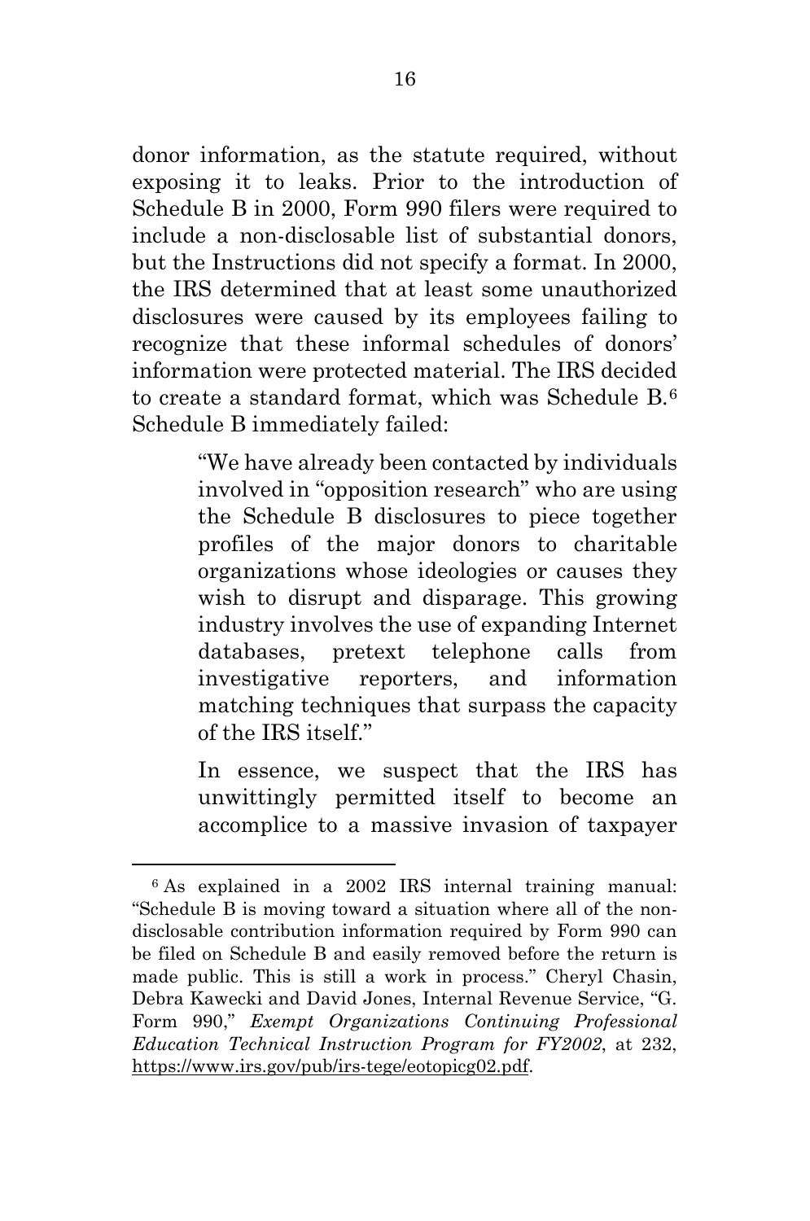donor information, as the statute required, without exposing it to leaks. Prior to the introduction of Schedule B in 2000, Form 990 filers were required to include a non-disclosable list of substantial donors, but the Instructions did not specify a format. In 2000, the IRS determined that at least some unauthorized disclosures were caused by its employees failing to recognize that these informal schedules of donors' information were protected material. The IRS decided to create a standard format, which was Schedule B.[6] Schedule B immediately failed:

> "We have already been contacted by individuals involved in "opposition research" who are using the Schedule B disclosures to piece together profiles of the major donors to charitable organizations whose ideologies or causes they wish to disrupt and disparage. This growing industry involves the use of expanding Internet databases, pretext telephone calls from investigative reporters, and information matching techniques that surpass the capacity of the IRS itself."
>
> In essence, we suspect that the IRS has unwittingly permitted itself to become an accomplice to a massive invasion of taxpayer

---

[6] As explained in a 2002 IRS internal training manual: "Schedule B is moving toward a situation where all of the non-disclosable contribution information required by Form 990 can be filed on Schedule B and easily removed before the return is made public. This is still a work in process." Cheryl Chasin, Debra Kawecki and David Jones, Internal Revenue Service, "G. Form 990," *Exempt Organizations Continuing Professional Education Technical Instruction Program for FY2002*, at 232, https://www.irs.gov/pub/irs-tege/eotopicg02.pdf.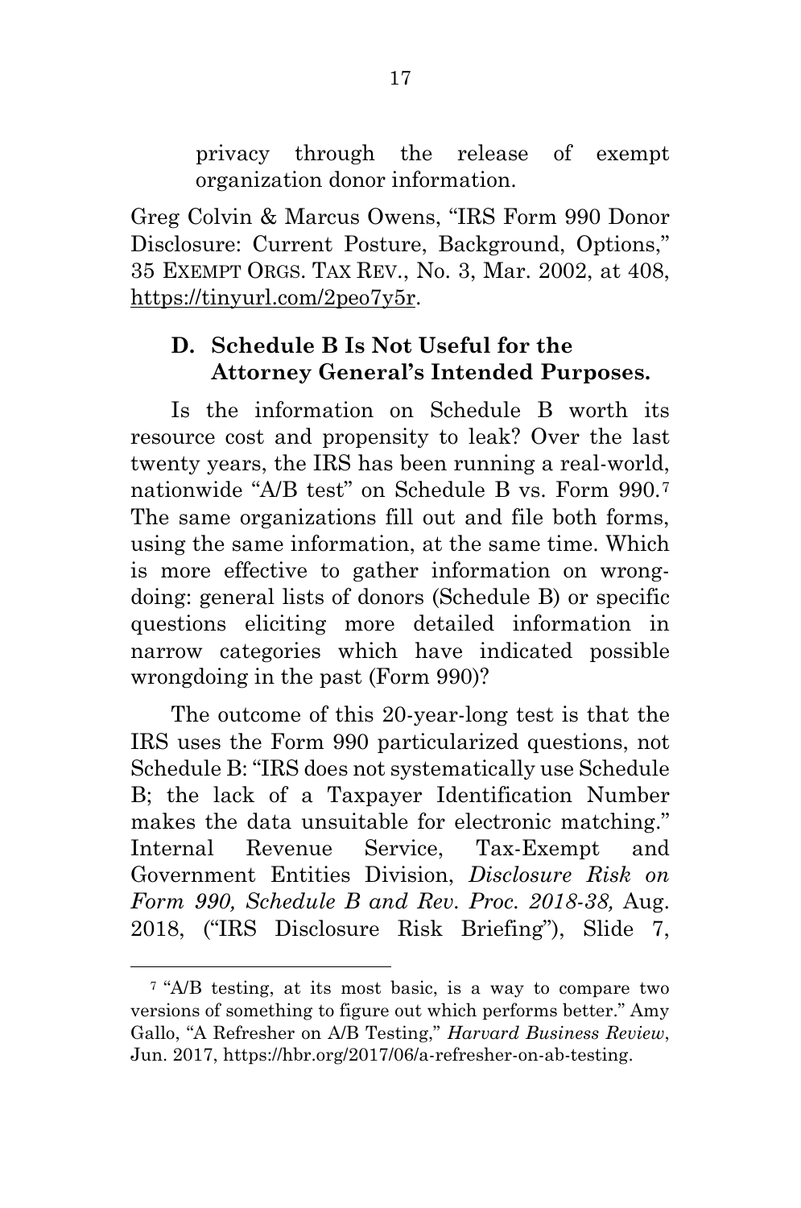privacy through the release of exempt organization donor information.

Greg Colvin & Marcus Owens, "IRS Form 990 Donor Disclosure: Current Posture, Background, Options," 35 EXEMPT ORGS. TAX REV., No. 3, Mar. 2002, at 408, https://tinyurl.com/2peo7y5r.

### D. Schedule B Is Not Useful for the Attorney General's Intended Purposes.

Is the information on Schedule B worth its resource cost and propensity to leak? Over the last twenty years, the IRS has been running a real-world, nationwide "A/B test" on Schedule B vs. Form 990.[7] The same organizations fill out and file both forms, using the same information, at the same time. Which is more effective to gather information on wrong-doing: general lists of donors (Schedule B) or specific questions eliciting more detailed information in narrow categories which have indicated possible wrongdoing in the past (Form 990)?

The outcome of this 20-year-long test is that the IRS uses the Form 990 particularized questions, not Schedule B: "IRS does not systematically use Schedule B; the lack of a Taxpayer Identification Number makes the data unsuitable for electronic matching." Internal Revenue Service, Tax-Exempt and Government Entities Division, *Disclosure Risk on Form 990, Schedule B and Rev. Proc. 2018-38,* Aug. 2018, ("IRS Disclosure Risk Briefing"), Slide 7,

[7] "A/B testing, at its most basic, is a way to compare two versions of something to figure out which performs better." Amy Gallo, "A Refresher on A/B Testing," *Harvard Business Review*, Jun. 2017, https://hbr.org/2017/06/a-refresher-on-ab-testing.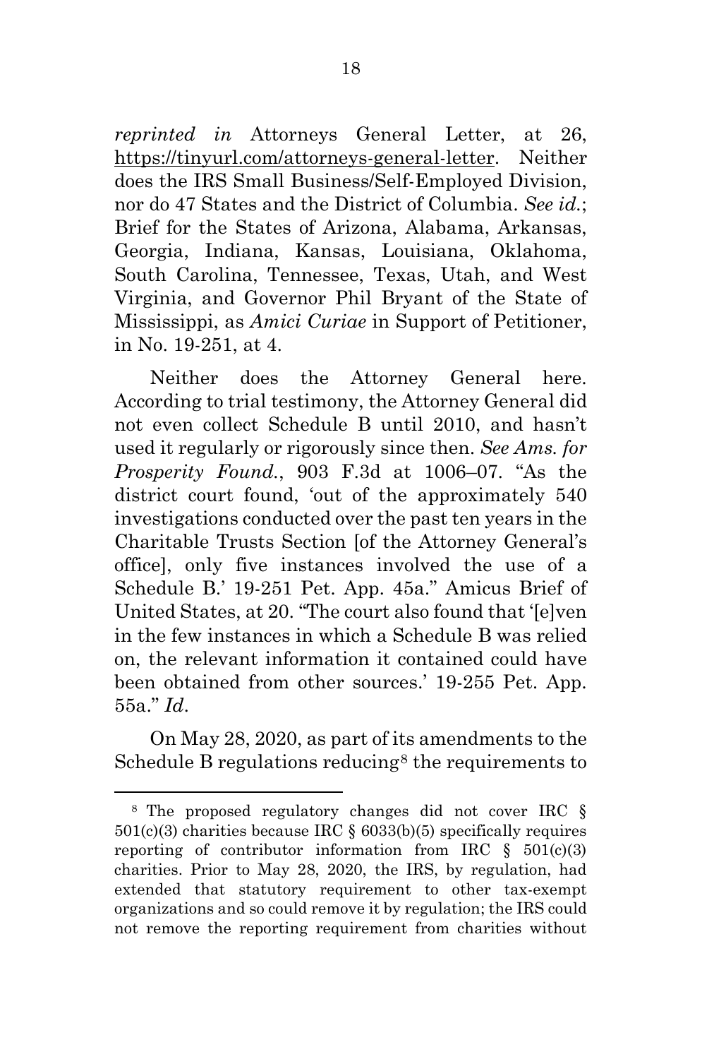*reprinted in* Attorneys General Letter, at 26, https://tinyurl.com/attorneys-general-letter. Neither does the IRS Small Business/Self-Employed Division, nor do 47 States and the District of Columbia. *See id.*; Brief for the States of Arizona, Alabama, Arkansas, Georgia, Indiana, Kansas, Louisiana, Oklahoma, South Carolina, Tennessee, Texas, Utah, and West Virginia, and Governor Phil Bryant of the State of Mississippi, as *Amici Curiae* in Support of Petitioner, in No. 19-251, at 4.

Neither does the Attorney General here. According to trial testimony, the Attorney General did not even collect Schedule B until 2010, and hasn't used it regularly or rigorously since then. *See Ams. for Prosperity Found.*, 903 F.3d at 1006–07. "As the district court found, 'out of the approximately 540 investigations conducted over the past ten years in the Charitable Trusts Section [of the Attorney General's office], only five instances involved the use of a Schedule B.' 19-251 Pet. App. 45a." Amicus Brief of United States, at 20. "The court also found that '[e]ven in the few instances in which a Schedule B was relied on, the relevant information it contained could have been obtained from other sources.' 19-255 Pet. App. 55a." *Id*.

On May 28, 2020, as part of its amendments to the Schedule B regulations reducing[8] the requirements to

[8] The proposed regulatory changes did not cover IRC § 501(c)(3) charities because IRC § 6033(b)(5) specifically requires reporting of contributor information from IRC § 501(c)(3) charities. Prior to May 28, 2020, the IRS, by regulation, had extended that statutory requirement to other tax-exempt organizations and so could remove it by regulation; the IRS could not remove the reporting requirement from charities without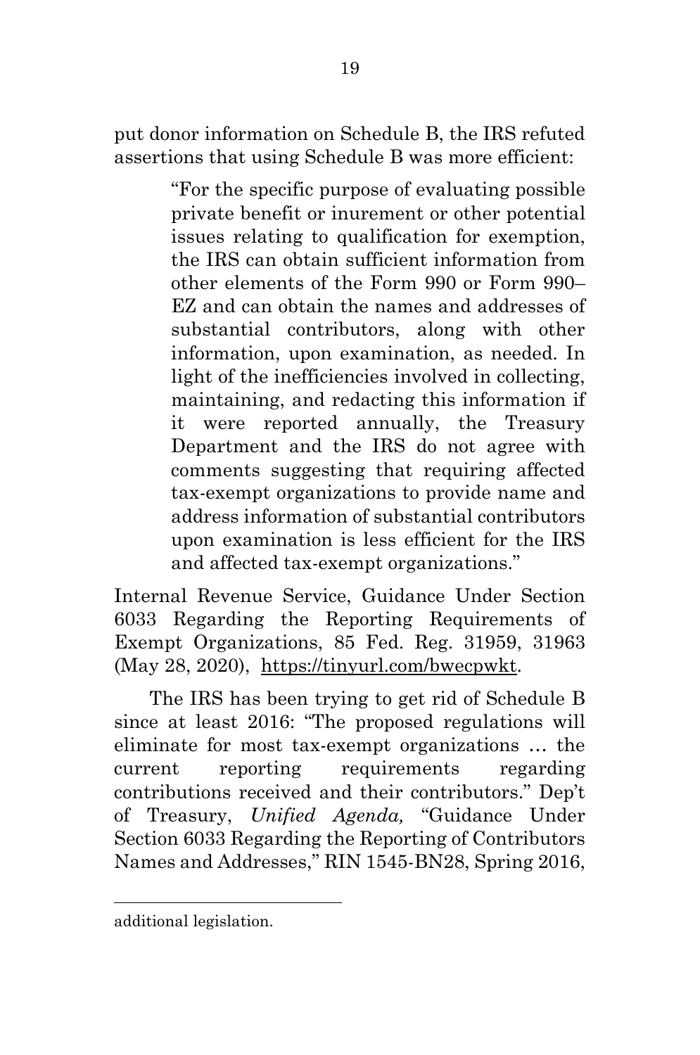put donor information on Schedule B, the IRS refuted assertions that using Schedule B was more efficient:

> "For the specific purpose of evaluating possible private benefit or inurement or other potential issues relating to qualification for exemption, the IRS can obtain sufficient information from other elements of the Form 990 or Form 990–EZ and can obtain the names and addresses of substantial contributors, along with other information, upon examination, as needed. In light of the inefficiencies involved in collecting, maintaining, and redacting this information if it were reported annually, the Treasury Department and the IRS do not agree with comments suggesting that requiring affected tax-exempt organizations to provide name and address information of substantial contributors upon examination is less efficient for the IRS and affected tax-exempt organizations."

Internal Revenue Service, Guidance Under Section 6033 Regarding the Reporting Requirements of Exempt Organizations, 85 Fed. Reg. 31959, 31963 (May 28, 2020), https://tinyurl.com/bwecpwkt.

The IRS has been trying to get rid of Schedule B since at least 2016: "The proposed regulations will eliminate for most tax-exempt organizations … the current reporting requirements regarding contributions received and their contributors." Dep't of Treasury, *Unified Agenda,* "Guidance Under Section 6033 Regarding the Reporting of Contributors Names and Addresses," RIN 1545-BN28, Spring 2016,

---

additional legislation.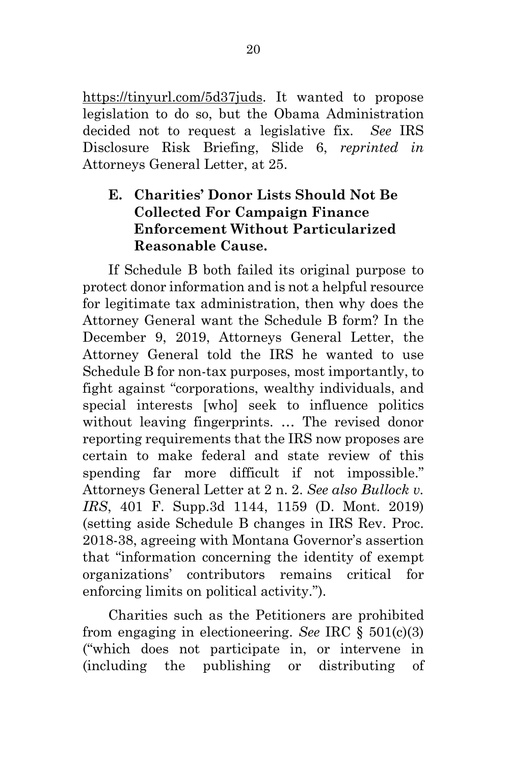https://tinyurl.com/5d37juds. It wanted to propose legislation to do so, but the Obama Administration decided not to request a legislative fix. *See* IRS Disclosure Risk Briefing, Slide 6, *reprinted in* Attorneys General Letter, at 25.

### E. Charities' Donor Lists Should Not Be Collected For Campaign Finance Enforcement Without Particularized Reasonable Cause.

If Schedule B both failed its original purpose to protect donor information and is not a helpful resource for legitimate tax administration, then why does the Attorney General want the Schedule B form? In the December 9, 2019, Attorneys General Letter, the Attorney General told the IRS he wanted to use Schedule B for non-tax purposes, most importantly, to fight against "corporations, wealthy individuals, and special interests [who] seek to influence politics without leaving fingerprints. … The revised donor reporting requirements that the IRS now proposes are certain to make federal and state review of this spending far more difficult if not impossible." Attorneys General Letter at 2 n. 2. *See also Bullock v. IRS*, 401 F. Supp.3d 1144, 1159 (D. Mont. 2019) (setting aside Schedule B changes in IRS Rev. Proc. 2018-38, agreeing with Montana Governor's assertion that "information concerning the identity of exempt organizations' contributors remains critical for enforcing limits on political activity.").

Charities such as the Petitioners are prohibited from engaging in electioneering. *See* IRC § 501(c)(3) ("which does not participate in, or intervene in (including the publishing or distributing of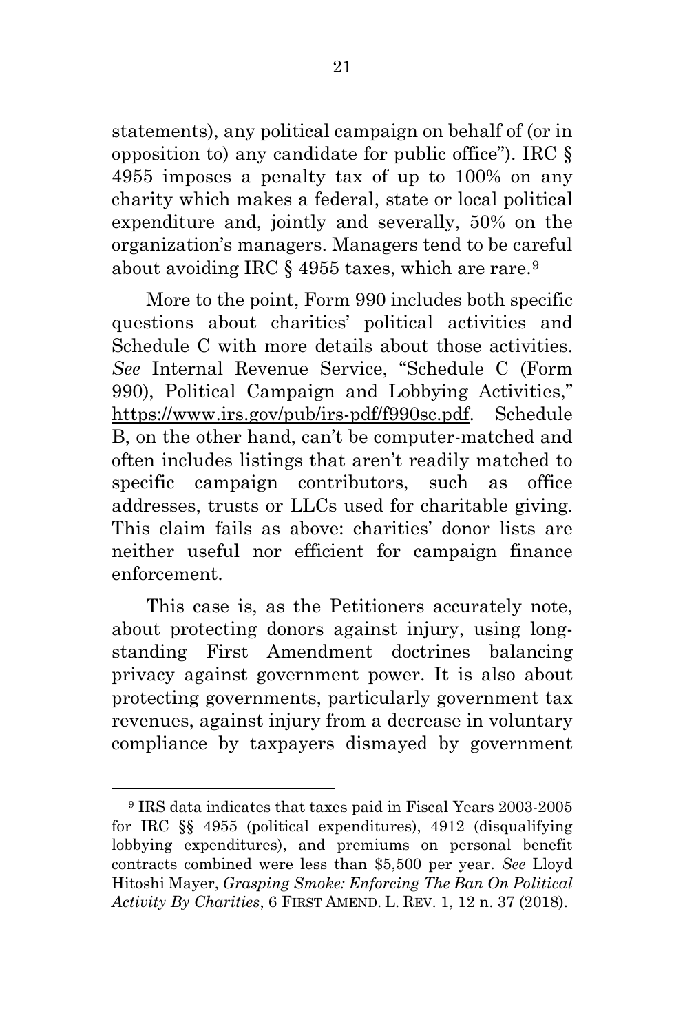statements), any political campaign on behalf of (or in opposition to) any candidate for public office"). IRC § 4955 imposes a penalty tax of up to 100% on any charity which makes a federal, state or local political expenditure and, jointly and severally, 50% on the organization's managers. Managers tend to be careful about avoiding IRC § 4955 taxes, which are rare.[9]

More to the point, Form 990 includes both specific questions about charities' political activities and Schedule C with more details about those activities. *See* Internal Revenue Service, "Schedule C (Form 990), Political Campaign and Lobbying Activities," https://www.irs.gov/pub/irs-pdf/f990sc.pdf. Schedule B, on the other hand, can't be computer-matched and often includes listings that aren't readily matched to specific campaign contributors, such as office addresses, trusts or LLCs used for charitable giving. This claim fails as above: charities' donor lists are neither useful nor efficient for campaign finance enforcement.

This case is, as the Petitioners accurately note, about protecting donors against injury, using long-standing First Amendment doctrines balancing privacy against government power. It is also about protecting governments, particularly government tax revenues, against injury from a decrease in voluntary compliance by taxpayers dismayed by government

---

[9] IRS data indicates that taxes paid in Fiscal Years 2003-2005 for IRC §§ 4955 (political expenditures), 4912 (disqualifying lobbying expenditures), and premiums on personal benefit contracts combined were less than $5,500 per year. *See* Lloyd Hitoshi Mayer, *Grasping Smoke: Enforcing The Ban On Political Activity By Charities*, 6 FIRST AMEND. L. REV. 1, 12 n. 37 (2018).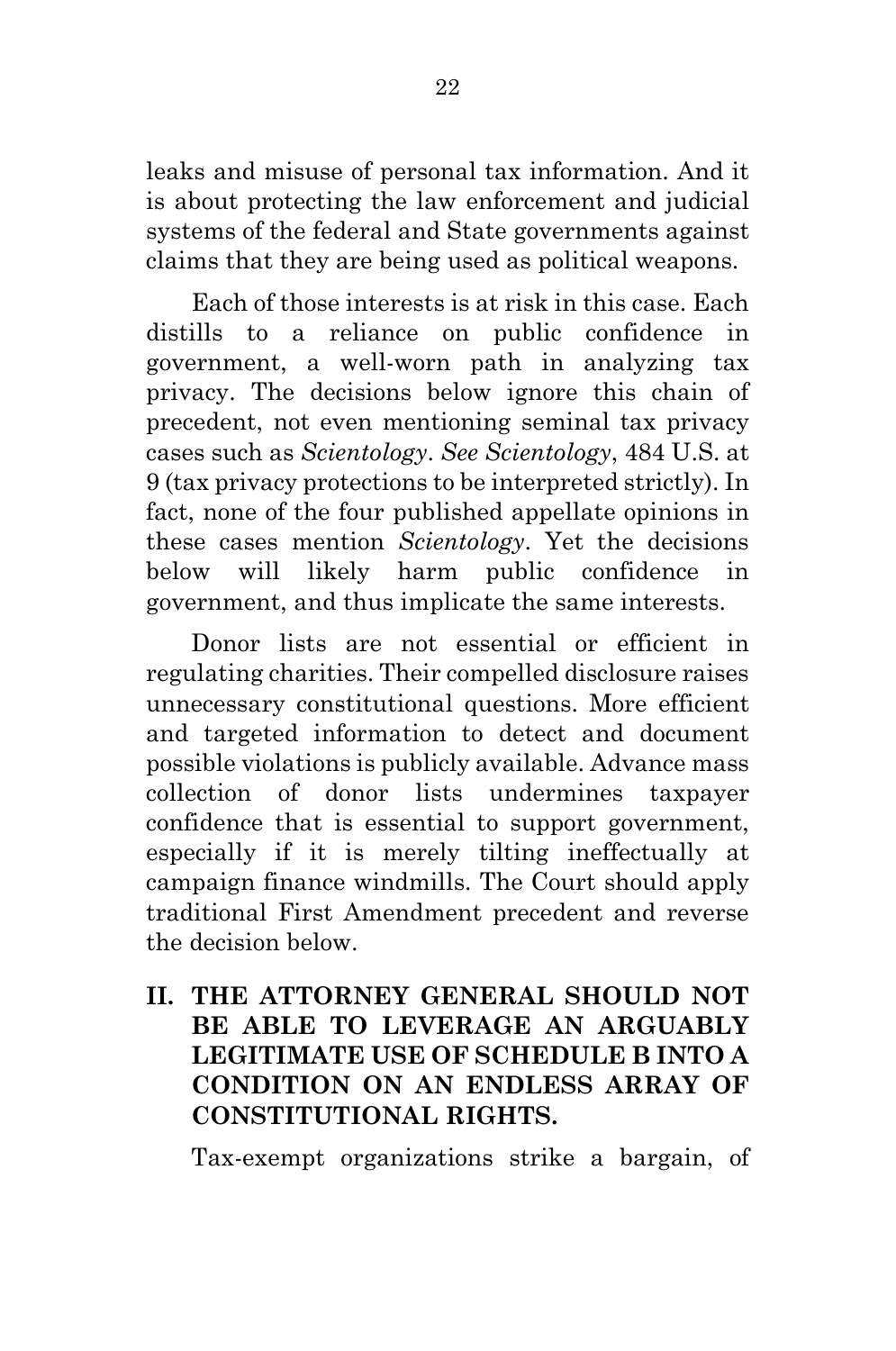leaks and misuse of personal tax information. And it is about protecting the law enforcement and judicial systems of the federal and State governments against claims that they are being used as political weapons.

Each of those interests is at risk in this case. Each distills to a reliance on public confidence in government, a well-worn path in analyzing tax privacy. The decisions below ignore this chain of precedent, not even mentioning seminal tax privacy cases such as *Scientology*. *See Scientology*, 484 U.S. at 9 (tax privacy protections to be interpreted strictly). In fact, none of the four published appellate opinions in these cases mention *Scientology*. Yet the decisions below will likely harm public confidence in government, and thus implicate the same interests.

Donor lists are not essential or efficient in regulating charities. Their compelled disclosure raises unnecessary constitutional questions. More efficient and targeted information to detect and document possible violations is publicly available. Advance mass collection of donor lists undermines taxpayer confidence that is essential to support government, especially if it is merely tilting ineffectually at campaign finance windmills. The Court should apply traditional First Amendment precedent and reverse the decision below.

## II. THE ATTORNEY GENERAL SHOULD NOT BE ABLE TO LEVERAGE AN ARGUABLY LEGITIMATE USE OF SCHEDULE B INTO A CONDITION ON AN ENDLESS ARRAY OF CONSTITUTIONAL RIGHTS.

Tax-exempt organizations strike a bargain, of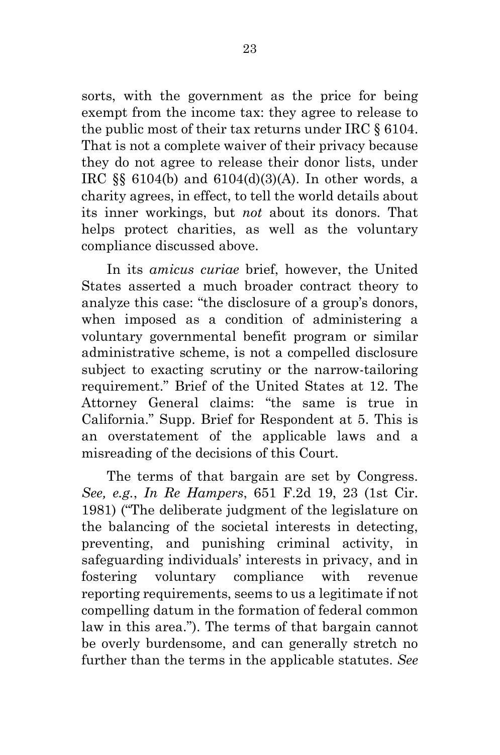sorts, with the government as the price for being exempt from the income tax: they agree to release to the public most of their tax returns under IRC § 6104. That is not a complete waiver of their privacy because they do not agree to release their donor lists, under IRC §§ 6104(b) and 6104(d)(3)(A). In other words, a charity agrees, in effect, to tell the world details about its inner workings, but *not* about its donors. That helps protect charities, as well as the voluntary compliance discussed above.

In its *amicus curiae* brief, however, the United States asserted a much broader contract theory to analyze this case: "the disclosure of a group's donors, when imposed as a condition of administering a voluntary governmental benefit program or similar administrative scheme, is not a compelled disclosure subject to exacting scrutiny or the narrow-tailoring requirement." Brief of the United States at 12. The Attorney General claims: "the same is true in California." Supp. Brief for Respondent at 5. This is an overstatement of the applicable laws and a misreading of the decisions of this Court.

The terms of that bargain are set by Congress. *See, e.g.*, *In Re Hampers*, 651 F.2d 19, 23 (1st Cir. 1981) ("The deliberate judgment of the legislature on the balancing of the societal interests in detecting, preventing, and punishing criminal activity, in safeguarding individuals' interests in privacy, and in fostering voluntary compliance with revenue reporting requirements, seems to us a legitimate if not compelling datum in the formation of federal common law in this area."). The terms of that bargain cannot be overly burdensome, and can generally stretch no further than the terms in the applicable statutes. *See*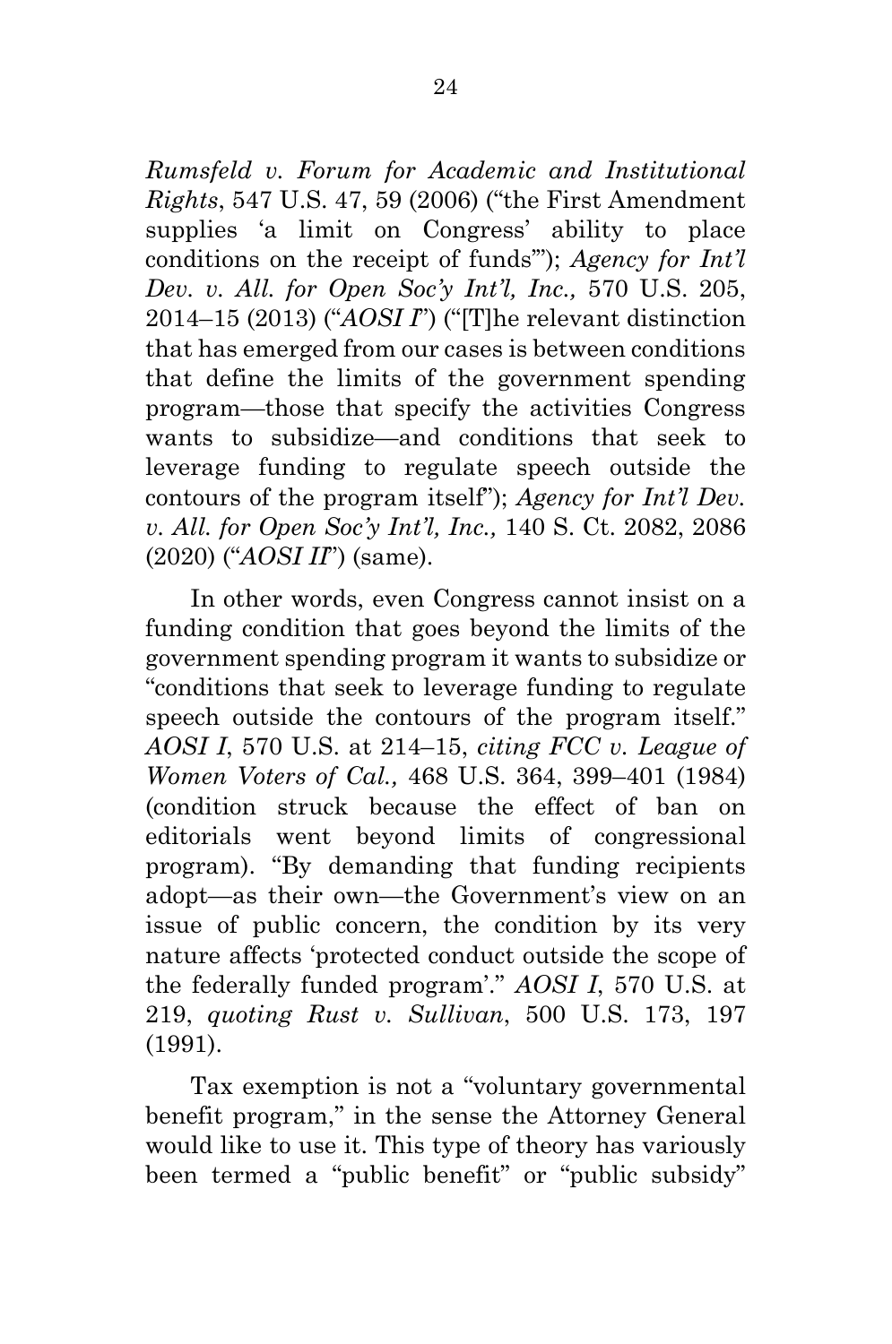*Rumsfeld v. Forum for Academic and Institutional Rights*, 547 U.S. 47, 59 (2006) ("the First Amendment supplies 'a limit on Congress' ability to place conditions on the receipt of funds'"); *Agency for Int'l Dev. v. All. for Open Soc'y Int'l, Inc.,* 570 U.S. 205, 2014–15 (2013) ("*AOSI I*") ("[T]he relevant distinction that has emerged from our cases is between conditions that define the limits of the government spending program—those that specify the activities Congress wants to subsidize—and conditions that seek to leverage funding to regulate speech outside the contours of the program itself"); *Agency for Int'l Dev. v. All. for Open Soc'y Int'l, Inc.,* 140 S. Ct. 2082, 2086 (2020) ("*AOSI II*") (same).

In other words, even Congress cannot insist on a funding condition that goes beyond the limits of the government spending program it wants to subsidize or "conditions that seek to leverage funding to regulate speech outside the contours of the program itself." *AOSI I*, 570 U.S. at 214–15, *citing FCC v. League of Women Voters of Cal.,* 468 U.S. 364, 399–401 (1984) (condition struck because the effect of ban on editorials went beyond limits of congressional program). "By demanding that funding recipients adopt—as their own—the Government's view on an issue of public concern, the condition by its very nature affects 'protected conduct outside the scope of the federally funded program'." *AOSI I*, 570 U.S. at 219, *quoting Rust v. Sullivan*, 500 U.S. 173, 197 (1991).

Tax exemption is not a "voluntary governmental benefit program," in the sense the Attorney General would like to use it. This type of theory has variously been termed a "public benefit" or "public subsidy"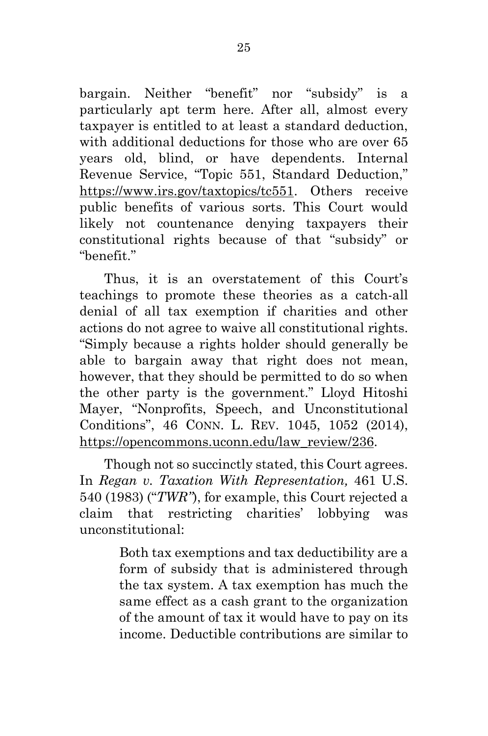bargain. Neither "benefit" nor "subsidy" is a particularly apt term here. After all, almost every taxpayer is entitled to at least a standard deduction, with additional deductions for those who are over 65 years old, blind, or have dependents. Internal Revenue Service, "Topic 551, Standard Deduction," https://www.irs.gov/taxtopics/tc551. Others receive public benefits of various sorts. This Court would likely not countenance denying taxpayers their constitutional rights because of that "subsidy" or "benefit."

Thus, it is an overstatement of this Court's teachings to promote these theories as a catch-all denial of all tax exemption if charities and other actions do not agree to waive all constitutional rights. "Simply because a rights holder should generally be able to bargain away that right does not mean, however, that they should be permitted to do so when the other party is the government." Lloyd Hitoshi Mayer, "Nonprofits, Speech, and Unconstitutional Conditions", 46 CONN. L. REV. 1045, 1052 (2014), https://opencommons.uconn.edu/law_review/236.

Though not so succinctly stated, this Court agrees. In *Regan v. Taxation With Representation,* 461 U.S. 540 (1983) ("*TWR*"), for example, this Court rejected a claim that restricting charities' lobbying was unconstitutional:

> Both tax exemptions and tax deductibility are a form of subsidy that is administered through the tax system. A tax exemption has much the same effect as a cash grant to the organization of the amount of tax it would have to pay on its income. Deductible contributions are similar to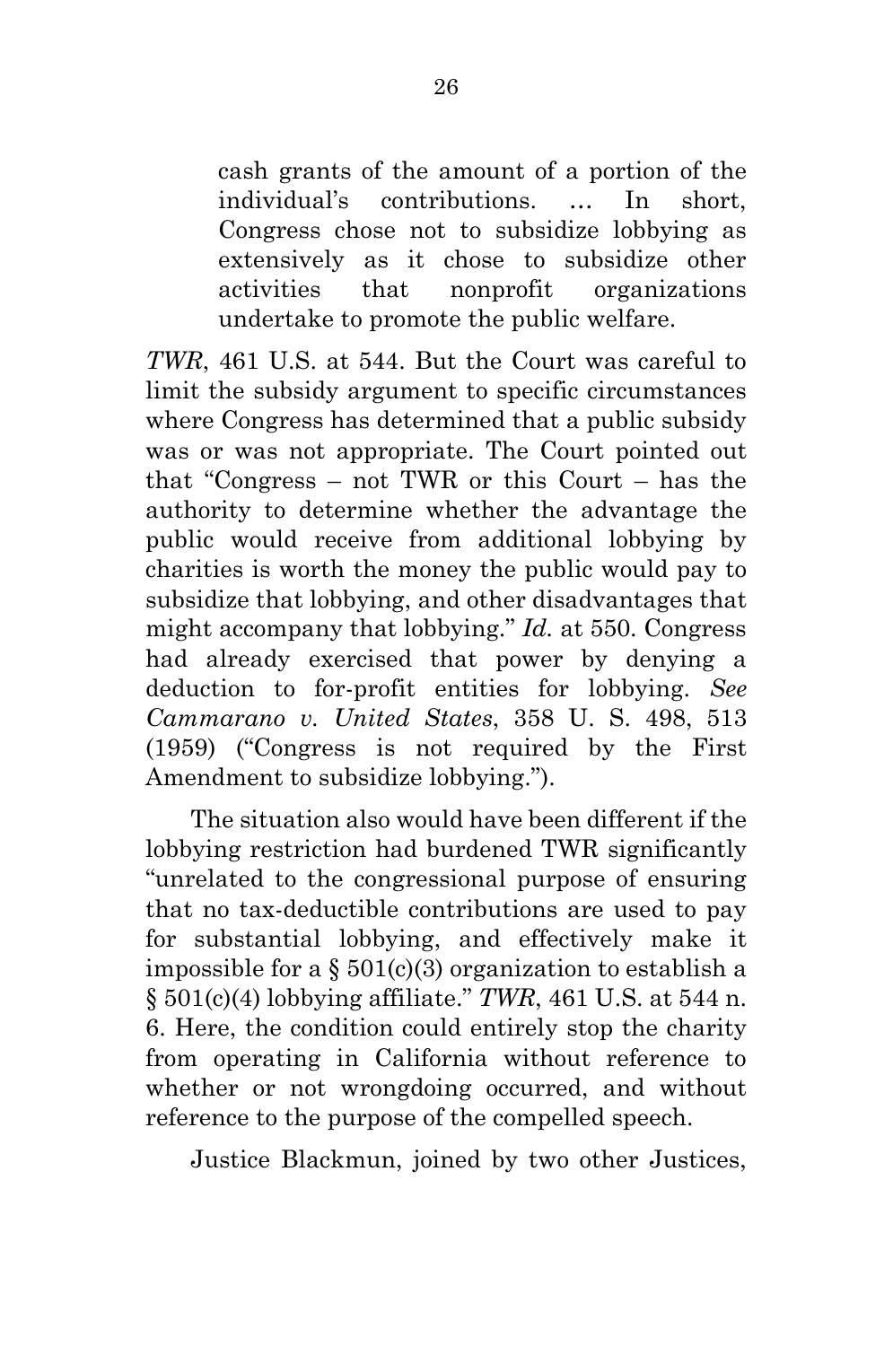> cash grants of the amount of a portion of the individual's contributions. … In short, Congress chose not to subsidize lobbying as extensively as it chose to subsidize other activities that nonprofit organizations undertake to promote the public welfare.

*TWR*, 461 U.S. at 544. But the Court was careful to limit the subsidy argument to specific circumstances where Congress has determined that a public subsidy was or was not appropriate. The Court pointed out that "Congress – not TWR or this Court – has the authority to determine whether the advantage the public would receive from additional lobbying by charities is worth the money the public would pay to subsidize that lobbying, and other disadvantages that might accompany that lobbying." *Id.* at 550. Congress had already exercised that power by denying a deduction to for-profit entities for lobbying. *See Cammarano v. United States*, 358 U. S. 498, 513 (1959) ("Congress is not required by the First Amendment to subsidize lobbying.").

The situation also would have been different if the lobbying restriction had burdened TWR significantly "unrelated to the congressional purpose of ensuring that no tax-deductible contributions are used to pay for substantial lobbying, and effectively make it impossible for a § 501(c)(3) organization to establish a § 501(c)(4) lobbying affiliate." *TWR*, 461 U.S. at 544 n. 6. Here, the condition could entirely stop the charity from operating in California without reference to whether or not wrongdoing occurred, and without reference to the purpose of the compelled speech.

Justice Blackmun, joined by two other Justices,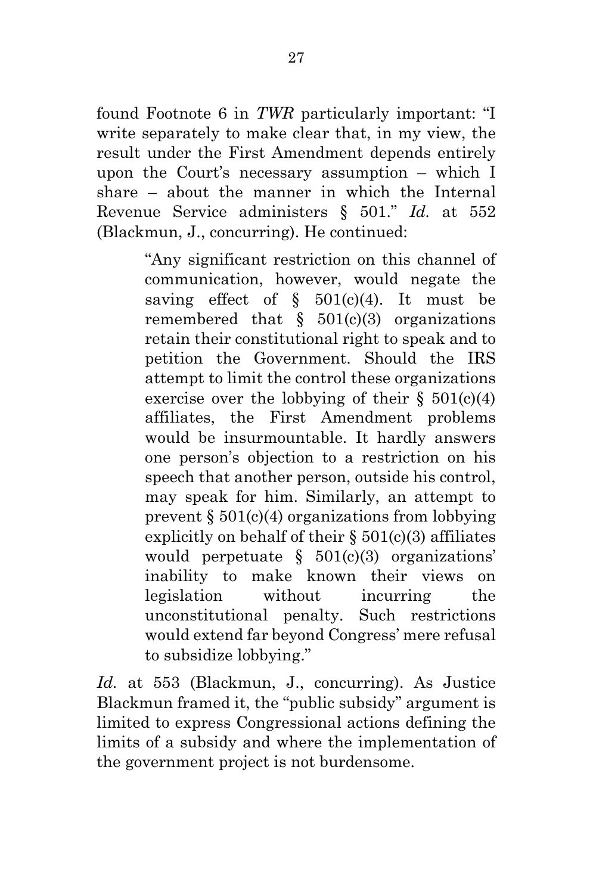found Footnote 6 in *TWR* particularly important: "I write separately to make clear that, in my view, the result under the First Amendment depends entirely upon the Court's necessary assumption – which I share – about the manner in which the Internal Revenue Service administers § 501." *Id.* at 552 (Blackmun, J., concurring). He continued:

> "Any significant restriction on this channel of communication, however, would negate the saving effect of § 501(c)(4). It must be remembered that § 501(c)(3) organizations retain their constitutional right to speak and to petition the Government. Should the IRS attempt to limit the control these organizations exercise over the lobbying of their § 501(c)(4) affiliates, the First Amendment problems would be insurmountable. It hardly answers one person's objection to a restriction on his speech that another person, outside his control, may speak for him. Similarly, an attempt to prevent § 501(c)(4) organizations from lobbying explicitly on behalf of their § 501(c)(3) affiliates would perpetuate § 501(c)(3) organizations' inability to make known their views on legislation without incurring the unconstitutional penalty. Such restrictions would extend far beyond Congress' mere refusal to subsidize lobbying."

*Id.* at 553 (Blackmun, J., concurring). As Justice Blackmun framed it, the "public subsidy" argument is limited to express Congressional actions defining the limits of a subsidy and where the implementation of the government project is not burdensome.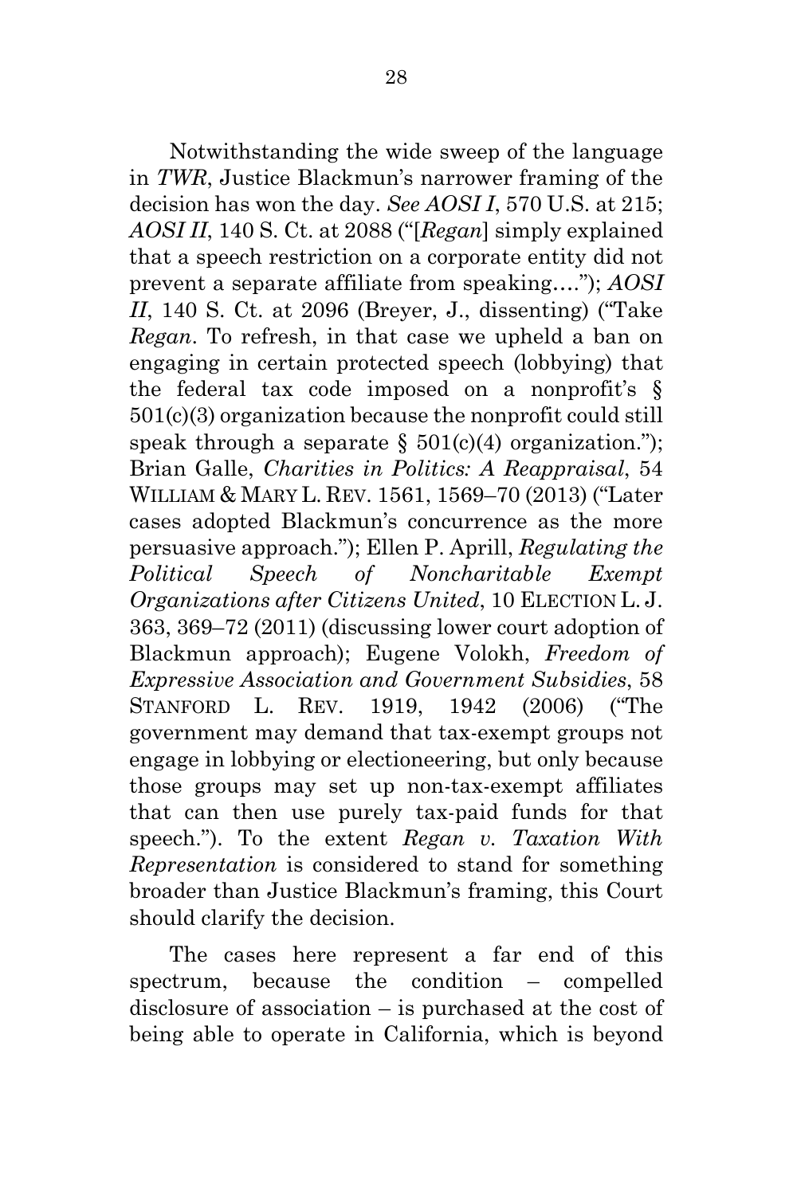Notwithstanding the wide sweep of the language in *TWR*, Justice Blackmun's narrower framing of the decision has won the day. *See AOSI I*, 570 U.S. at 215; *AOSI II*, 140 S. Ct. at 2088 ("[*Regan*] simply explained that a speech restriction on a corporate entity did not prevent a separate affiliate from speaking…."); *AOSI II*, 140 S. Ct. at 2096 (Breyer, J., dissenting) ("Take *Regan*. To refresh, in that case we upheld a ban on engaging in certain protected speech (lobbying) that the federal tax code imposed on a nonprofit's § 501(c)(3) organization because the nonprofit could still speak through a separate § 501(c)(4) organization."); Brian Galle, *Charities in Politics: A Reappraisal*, 54 WILLIAM & MARY L. REV. 1561, 1569–70 (2013) ("Later cases adopted Blackmun's concurrence as the more persuasive approach."); Ellen P. Aprill, *Regulating the Political Speech of Noncharitable Exempt Organizations after Citizens United*, 10 ELECTION L. J. 363, 369–72 (2011) (discussing lower court adoption of Blackmun approach); Eugene Volokh, *Freedom of Expressive Association and Government Subsidies*, 58 STANFORD L. REV. 1919, 1942 (2006) ("The government may demand that tax-exempt groups not engage in lobbying or electioneering, but only because those groups may set up non-tax-exempt affiliates that can then use purely tax-paid funds for that speech."). To the extent *Regan v. Taxation With Representation* is considered to stand for something broader than Justice Blackmun's framing, this Court should clarify the decision.

The cases here represent a far end of this spectrum, because the condition – compelled disclosure of association – is purchased at the cost of being able to operate in California, which is beyond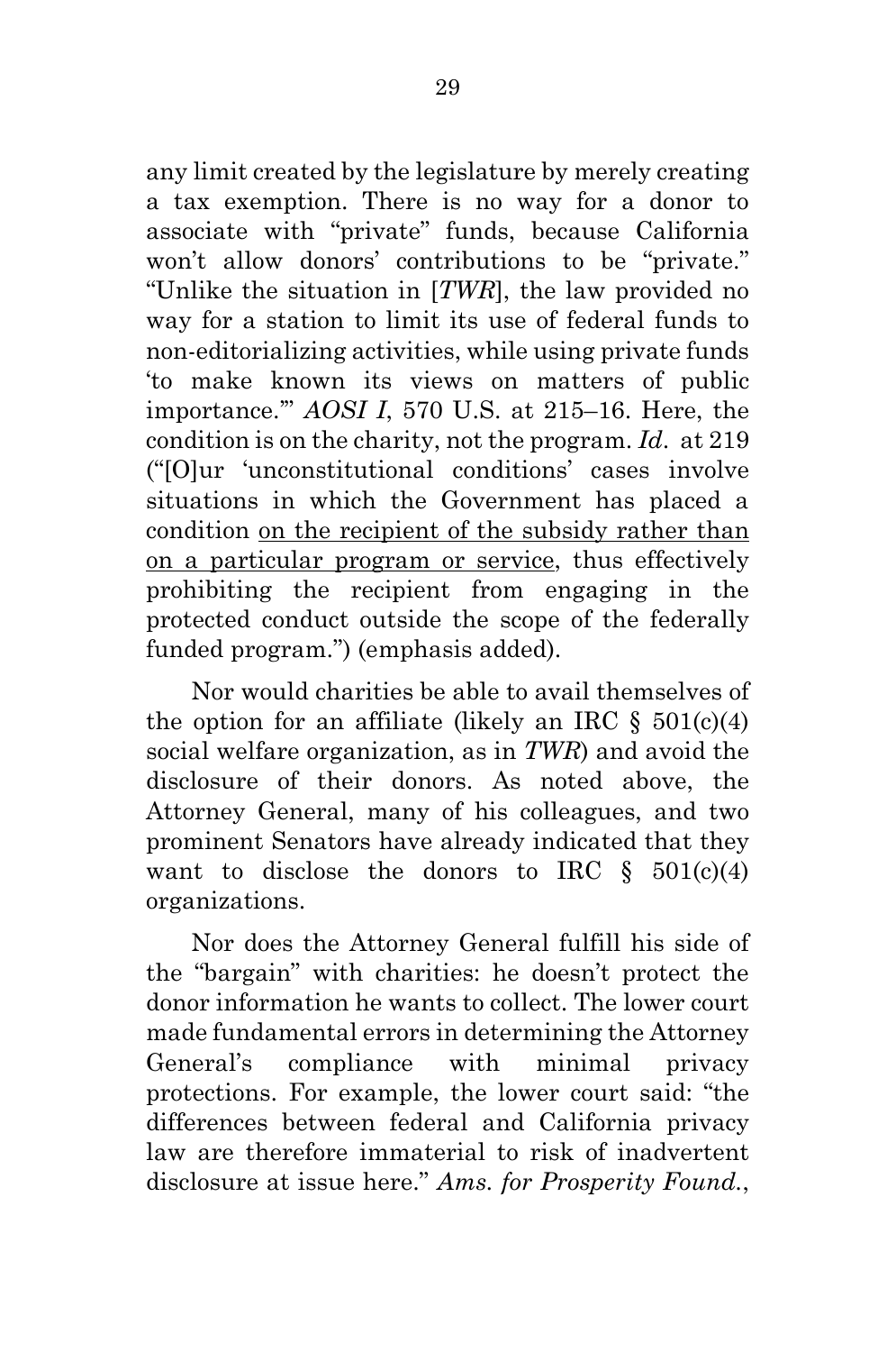any limit created by the legislature by merely creating a tax exemption. There is no way for a donor to associate with "private" funds, because California won't allow donors' contributions to be "private." "Unlike the situation in [*TWR*], the law provided no way for a station to limit its use of federal funds to non-editorializing activities, while using private funds 'to make known its views on matters of public importance.'" *AOSI I*, 570 U.S. at 215–16. Here, the condition is on the charity, not the program. *Id.* at 219 ("[O]ur 'unconstitutional conditions' cases involve situations in which the Government has placed a condition <u>on the recipient of the subsidy rather than on a particular program or service</u>, thus effectively prohibiting the recipient from engaging in the protected conduct outside the scope of the federally funded program.") (emphasis added).

Nor would charities be able to avail themselves of the option for an affiliate (likely an IRC § 501(c)(4) social welfare organization, as in *TWR*) and avoid the disclosure of their donors. As noted above, the Attorney General, many of his colleagues, and two prominent Senators have already indicated that they want to disclose the donors to IRC § 501(c)(4) organizations.

Nor does the Attorney General fulfill his side of the "bargain" with charities: he doesn't protect the donor information he wants to collect. The lower court made fundamental errors in determining the Attorney General's compliance with minimal privacy protections. For example, the lower court said: "the differences between federal and California privacy law are therefore immaterial to risk of inadvertent disclosure at issue here." *Ams. for Prosperity Found.*,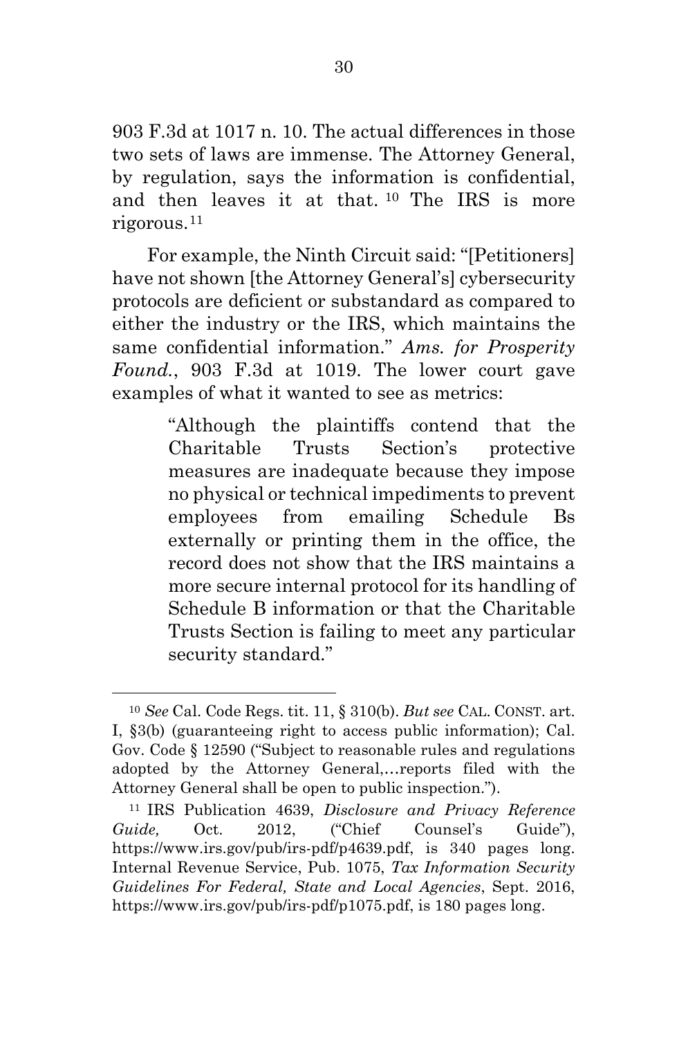903 F.3d at 1017 n. 10. The actual differences in those two sets of laws are immense. The Attorney General, by regulation, says the information is confidential, and then leaves it at that.[10] The IRS is more rigorous.[11]

For example, the Ninth Circuit said: "[Petitioners] have not shown [the Attorney General's] cybersecurity protocols are deficient or substandard as compared to either the industry or the IRS, which maintains the same confidential information." *Ams. for Prosperity Found.*, 903 F.3d at 1019. The lower court gave examples of what it wanted to see as metrics:

> "Although the plaintiffs contend that the Charitable Trusts Section's protective measures are inadequate because they impose no physical or technical impediments to prevent employees from emailing Schedule Bs externally or printing them in the office, the record does not show that the IRS maintains a more secure internal protocol for its handling of Schedule B information or that the Charitable Trusts Section is failing to meet any particular security standard."

---

[10] *See* Cal. Code Regs. tit. 11, § 310(b). *But see* CAL. CONST. art. I, §3(b) (guaranteeing right to access public information); Cal. Gov. Code § 12590 ("Subject to reasonable rules and regulations adopted by the Attorney General,…reports filed with the Attorney General shall be open to public inspection.").

[11] IRS Publication 4639, *Disclosure and Privacy Reference Guide,* Oct. 2012, ("Chief Counsel's Guide"), https://www.irs.gov/pub/irs-pdf/p4639.pdf, is 340 pages long. Internal Revenue Service, Pub. 1075, *Tax Information Security Guidelines For Federal, State and Local Agencies*, Sept. 2016, https://www.irs.gov/pub/irs-pdf/p1075.pdf, is 180 pages long.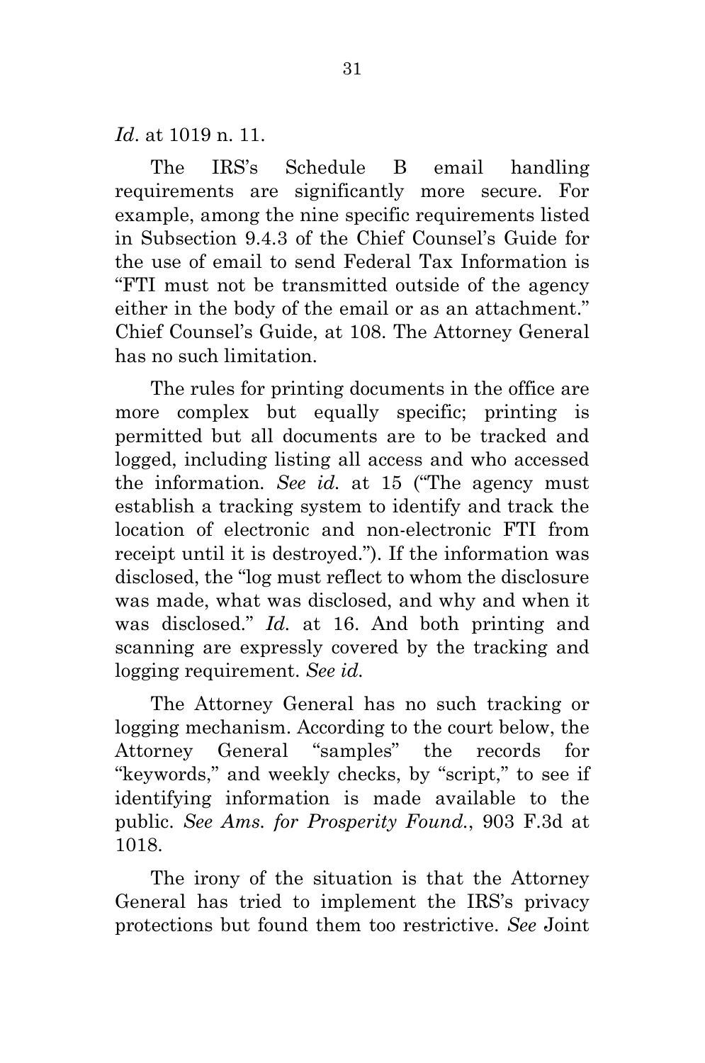*Id*. at 1019 n. 11.

The IRS's Schedule B email handling requirements are significantly more secure. For example, among the nine specific requirements listed in Subsection 9.4.3 of the Chief Counsel's Guide for the use of email to send Federal Tax Information is "FTI must not be transmitted outside of the agency either in the body of the email or as an attachment." Chief Counsel's Guide, at 108. The Attorney General has no such limitation.

The rules for printing documents in the office are more complex but equally specific; printing is permitted but all documents are to be tracked and logged, including listing all access and who accessed the information. *See id.* at 15 ("The agency must establish a tracking system to identify and track the location of electronic and non-electronic FTI from receipt until it is destroyed."). If the information was disclosed, the "log must reflect to whom the disclosure was made, what was disclosed, and why and when it was disclosed." *Id.* at 16. And both printing and scanning are expressly covered by the tracking and logging requirement. *See id.*

The Attorney General has no such tracking or logging mechanism. According to the court below, the Attorney General "samples" the records for "keywords," and weekly checks, by "script," to see if identifying information is made available to the public. *See Ams. for Prosperity Found.*, 903 F.3d at 1018.

The irony of the situation is that the Attorney General has tried to implement the IRS's privacy protections but found them too restrictive. *See* Joint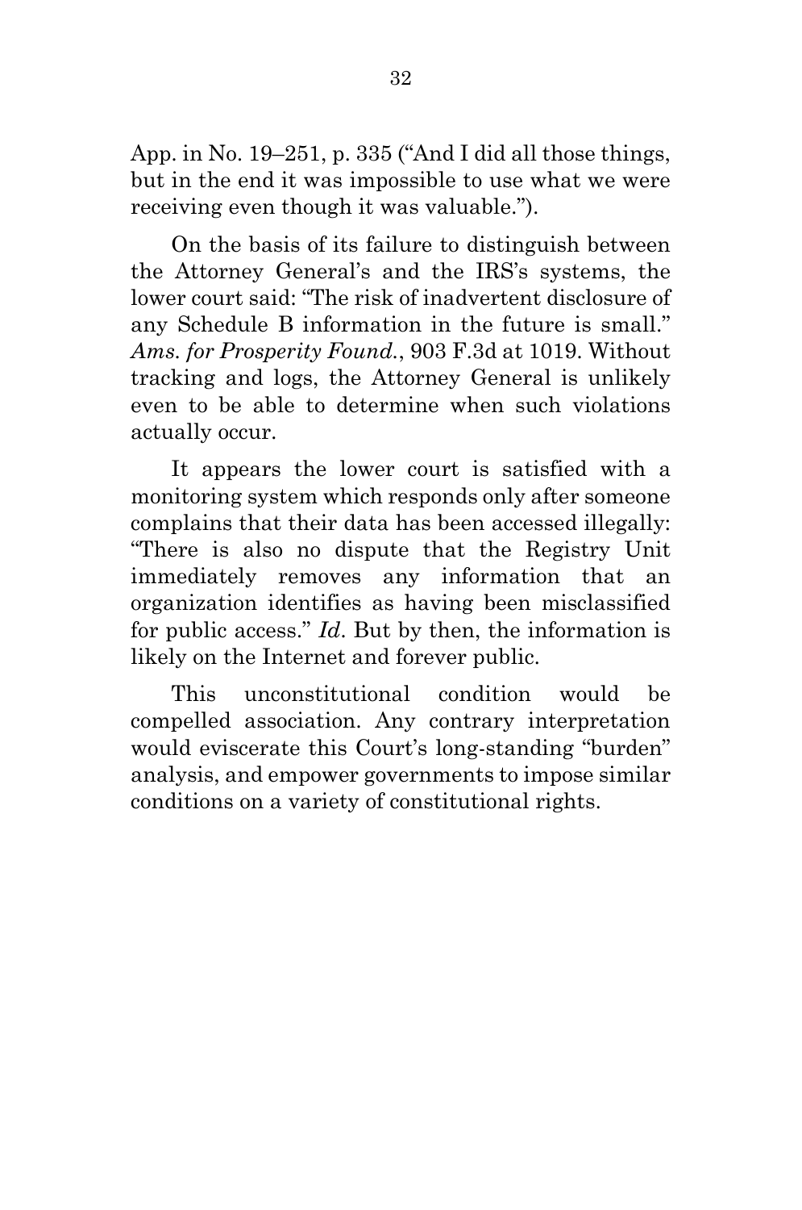App. in No. 19–251, p. 335 ("And I did all those things, but in the end it was impossible to use what we were receiving even though it was valuable.").

On the basis of its failure to distinguish between the Attorney General's and the IRS's systems, the lower court said: "The risk of inadvertent disclosure of any Schedule B information in the future is small." *Ams. for Prosperity Found.*, 903 F.3d at 1019. Without tracking and logs, the Attorney General is unlikely even to be able to determine when such violations actually occur.

It appears the lower court is satisfied with a monitoring system which responds only after someone complains that their data has been accessed illegally: "There is also no dispute that the Registry Unit immediately removes any information that an organization identifies as having been misclassified for public access." *Id*. But by then, the information is likely on the Internet and forever public.

This unconstitutional condition would be compelled association. Any contrary interpretation would eviscerate this Court's long-standing "burden" analysis, and empower governments to impose similar conditions on a variety of constitutional rights.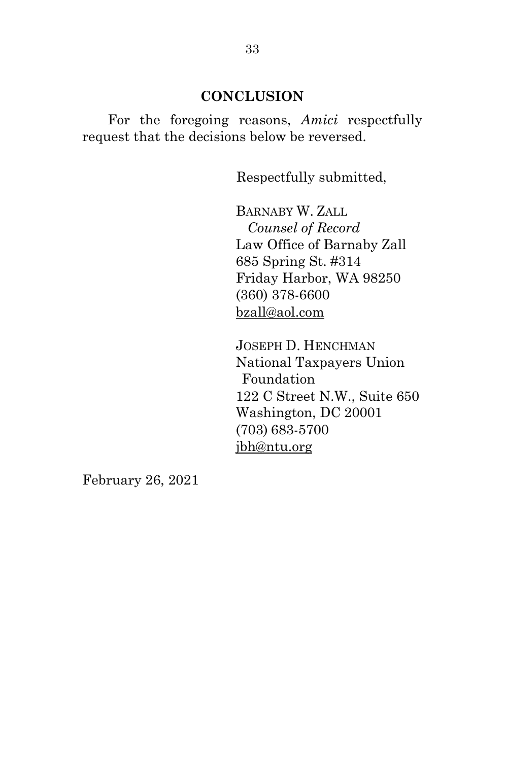## CONCLUSION

For the foregoing reasons, *Amici* respectfully request that the decisions below be reversed.

Respectfully submitted,

BARNABY W. ZALL  
*Counsel of Record*  
Law Office of Barnaby Zall  
685 Spring St. #314  
Friday Harbor, WA 98250  
(360) 378-6600  
bzall@aol.com

JOSEPH D. HENCHMAN  
National Taxpayers Union Foundation  
122 C Street N.W., Suite 650  
Washington, DC 20001  
(703) 683-5700  
jbh@ntu.org

February 26, 2021